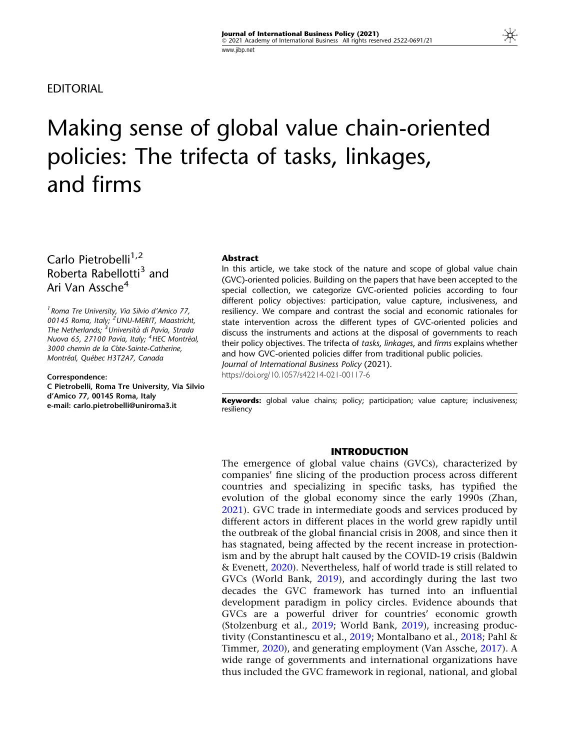EDITORIAL

# Making sense of global value chain-oriented policies: The trifecta of tasks, linkages, and firms

Carlo Pietrobelli[1,2]
Roberta Rabellotti[3] and
Ari Van Assche[4]

[1] Roma Tre University, Via Silvio d'Amico 77, 00145 Roma, Italy; [2] UNU-MERIT, Maastricht, The Netherlands; [3] Università di Pavia, Strada Nuova 65, 27100 Pavia, Italy; [4] HEC Montréal, 3000 chemin de la Côte-Sainte-Catherine, Montréal, Québec H3T2A7, Canada

**Correspondence:**
**C Pietrobelli, Roma Tre University, Via Silvio d'Amico 77, 00145 Roma, Italy**
**e-mail: carlo.pietrobelli@uniroma3.it**

### Abstract

In this article, we take stock of the nature and scope of global value chain (GVC)-oriented policies. Building on the papers that have been accepted to the special collection, we categorize GVC-oriented policies according to four different policy objectives: participation, value capture, inclusiveness, and resiliency. We compare and contrast the social and economic rationales for state intervention across the different types of GVC-oriented policies and discuss the instruments and actions at the disposal of governments to reach their policy objectives. The trifecta of *tasks*, *linkages*, and *firms* explains whether and how GVC-oriented policies differ from traditional public policies.

*Journal of International Business Policy* (2021).
https://doi.org/10.1057/s42214-021-00117-6

**Keywords:** global value chains; policy; participation; value capture; inclusiveness; resiliency

## INTRODUCTION

The emergence of global value chains (GVCs), characterized by companies' fine slicing of the production process across different countries and specializing in specific tasks, has typified the evolution of the global economy since the early 1990s (Zhan, 2021). GVC trade in intermediate goods and services produced by different actors in different places in the world grew rapidly until the outbreak of the global financial crisis in 2008, and since then it has stagnated, being affected by the recent increase in protectionism and by the abrupt halt caused by the COVID-19 crisis (Baldwin & Evenett, 2020). Nevertheless, half of world trade is still related to GVCs (World Bank, 2019), and accordingly during the last two decades the GVC framework has turned into an influential development paradigm in policy circles. Evidence abounds that GVCs are a powerful driver for countries' economic growth (Stolzenburg et al., 2019; World Bank, 2019), increasing productivity (Constantinescu et al., 2019; Montalbano et al., 2018; Pahl & Timmer, 2020), and generating employment (Van Assche, 2017). A wide range of governments and international organizations have thus included the GVC framework in regional, national, and global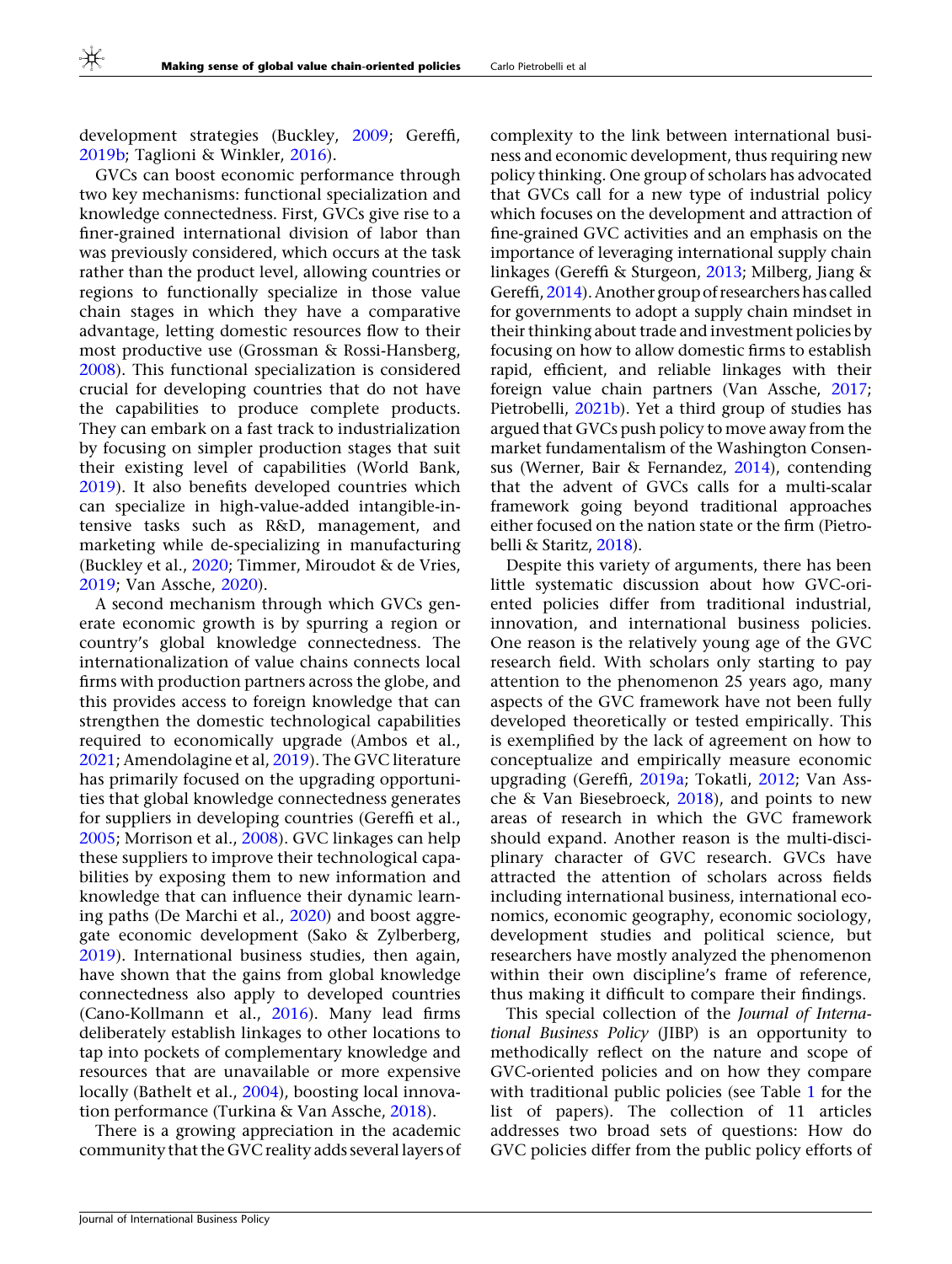development strategies (Buckley, 2009; Gereffi, 2019b; Taglioni & Winkler, 2016).

GVCs can boost economic performance through two key mechanisms: functional specialization and knowledge connectedness. First, GVCs give rise to a finer-grained international division of labor than was previously considered, which occurs at the task rather than the product level, allowing countries or regions to functionally specialize in those value chain stages in which they have a comparative advantage, letting domestic resources flow to their most productive use (Grossman & Rossi-Hansberg, 2008). This functional specialization is considered crucial for developing countries that do not have the capabilities to produce complete products. They can embark on a fast track to industrialization by focusing on simpler production stages that suit their existing level of capabilities (World Bank, 2019). It also benefits developed countries which can specialize in high-value-added intangible-intensive tasks such as R&D, management, and marketing while de-specializing in manufacturing (Buckley et al., 2020; Timmer, Miroudot & de Vries, 2019; Van Assche, 2020).

A second mechanism through which GVCs generate economic growth is by spurring a region or country's global knowledge connectedness. The internationalization of value chains connects local firms with production partners across the globe, and this provides access to foreign knowledge that can strengthen the domestic technological capabilities required to economically upgrade (Ambos et al., 2021; Amendolagine et al, 2019). The GVC literature has primarily focused on the upgrading opportunities that global knowledge connectedness generates for suppliers in developing countries (Gereffi et al., 2005; Morrison et al., 2008). GVC linkages can help these suppliers to improve their technological capabilities by exposing them to new information and knowledge that can influence their dynamic learning paths (De Marchi et al., 2020) and boost aggregate economic development (Sako & Zylberberg, 2019). International business studies, then again, have shown that the gains from global knowledge connectedness also apply to developed countries (Cano-Kollmann et al., 2016). Many lead firms deliberately establish linkages to other locations to tap into pockets of complementary knowledge and resources that are unavailable or more expensive locally (Bathelt et al., 2004), boosting local innovation performance (Turkina & Van Assche, 2018).

There is a growing appreciation in the academic community that the GVC reality adds several layers of complexity to the link between international business and economic development, thus requiring new policy thinking. One group of scholars has advocated that GVCs call for a new type of industrial policy which focuses on the development and attraction of fine-grained GVC activities and an emphasis on the importance of leveraging international supply chain linkages (Gereffi & Sturgeon, 2013; Milberg, Jiang & Gereffi, 2014). Another group of researchers has called for governments to adopt a supply chain mindset in their thinking about trade and investment policies by focusing on how to allow domestic firms to establish rapid, efficient, and reliable linkages with their foreign value chain partners (Van Assche, 2017; Pietrobelli, 2021b). Yet a third group of studies has argued that GVCs push policy to move away from the market fundamentalism of the Washington Consensus (Werner, Bair & Fernandez, 2014), contending that the advent of GVCs calls for a multi-scalar framework going beyond traditional approaches either focused on the nation state or the firm (Pietrobelli & Staritz, 2018).

Despite this variety of arguments, there has been little systematic discussion about how GVC-oriented policies differ from traditional industrial, innovation, and international business policies. One reason is the relatively young age of the GVC research field. With scholars only starting to pay attention to the phenomenon 25 years ago, many aspects of the GVC framework have not been fully developed theoretically or tested empirically. This is exemplified by the lack of agreement on how to conceptualize and empirically measure economic upgrading (Gereffi, 2019a; Tokatli, 2012; Van Assche & Van Biesebroeck, 2018), and points to new areas of research in which the GVC framework should expand. Another reason is the multi-disciplinary character of GVC research. GVCs have attracted the attention of scholars across fields including international business, international economics, economic geography, economic sociology, development studies and political science, but researchers have mostly analyzed the phenomenon within their own discipline's frame of reference, thus making it difficult to compare their findings.

This special collection of the *Journal of International Business Policy* (JIBP) is an opportunity to methodically reflect on the nature and scope of GVC-oriented policies and on how they compare with traditional public policies (see Table 1 for the list of papers). The collection of 11 articles addresses two broad sets of questions: How do GVC policies differ from the public policy efforts of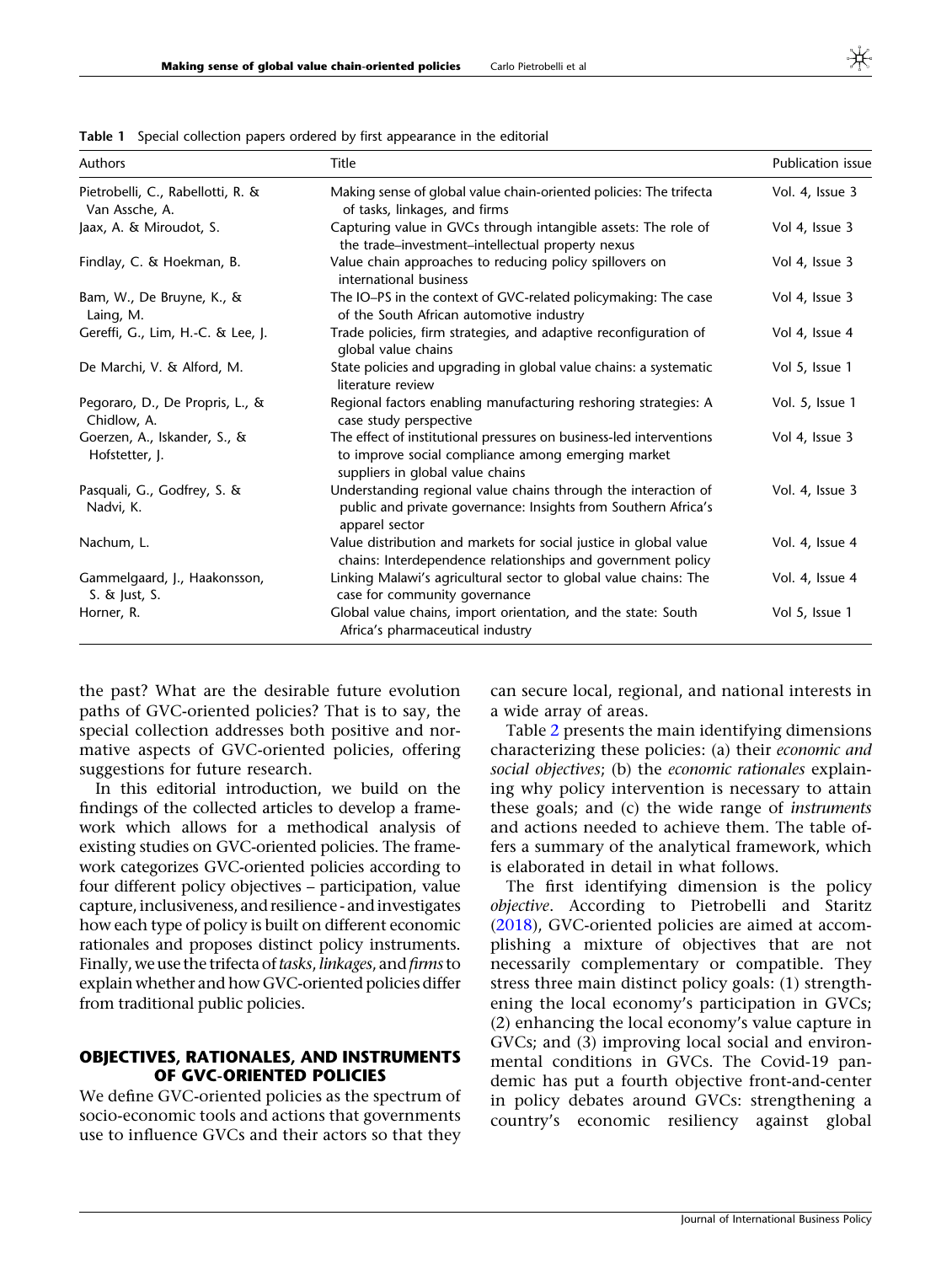**Table 1** Special collection papers ordered by first appearance in the editorial

| Authors | Title | Publication issue |
|---|---|---|
| Pietrobelli, C., Rabellotti, R. & Van Assche, A. | Making sense of global value chain-oriented policies: The trifecta of tasks, linkages, and firms | Vol. 4, Issue 3 |
| Jaax, A. & Miroudot, S. | Capturing value in GVCs through intangible assets: The role of the trade–investment–intellectual property nexus | Vol 4, Issue 3 |
| Findlay, C. & Hoekman, B. | Value chain approaches to reducing policy spillovers on international business | Vol 4, Issue 3 |
| Bam, W., De Bruyne, K., & Laing, M. | The IO–PS in the context of GVC-related policymaking: The case of the South African automotive industry | Vol 4, Issue 3 |
| Gereffi, G., Lim, H.-C. & Lee, J. | Trade policies, firm strategies, and adaptive reconfiguration of global value chains | Vol 4, Issue 4 |
| De Marchi, V. & Alford, M. | State policies and upgrading in global value chains: a systematic literature review | Vol 5, Issue 1 |
| Pegoraro, D., De Propris, L., & Chidlow, A. | Regional factors enabling manufacturing reshoring strategies: A case study perspective | Vol. 5, Issue 1 |
| Goerzen, A., Iskander, S., & Hofstetter, J. | The effect of institutional pressures on business-led interventions to improve social compliance among emerging market suppliers in global value chains | Vol 4, Issue 3 |
| Pasquali, G., Godfrey, S. & Nadvi, K. | Understanding regional value chains through the interaction of public and private governance: Insights from Southern Africa's apparel sector | Vol. 4, Issue 3 |
| Nachum, L. | Value distribution and markets for social justice in global value chains: Interdependence relationships and government policy | Vol. 4, Issue 4 |
| Gammelgaard, J., Haakonsson, S. & Just, S. | Linking Malawi's agricultural sector to global value chains: The case for community governance | Vol. 4, Issue 4 |
| Horner, R. | Global value chains, import orientation, and the state: South Africa's pharmaceutical industry | Vol 5, Issue 1 |

the past? What are the desirable future evolution paths of GVC-oriented policies? That is to say, the special collection addresses both positive and normative aspects of GVC-oriented policies, offering suggestions for future research.

In this editorial introduction, we build on the findings of the collected articles to develop a framework which allows for a methodical analysis of existing studies on GVC-oriented policies. The framework categorizes GVC-oriented policies according to four different policy objectives – participation, value capture, inclusiveness, and resilience - and investigates how each type of policy is built on different economic rationales and proposes distinct policy instruments. Finally, we use the trifecta of *tasks*, *linkages*, and *firms* to explain whether and how GVC-oriented policies differ from traditional public policies.

## OBJECTIVES, RATIONALES, AND INSTRUMENTS OF GVC-ORIENTED POLICIES

We define GVC-oriented policies as the spectrum of socio-economic tools and actions that governments use to influence GVCs and their actors so that they can secure local, regional, and national interests in a wide array of areas.

Table 2 presents the main identifying dimensions characterizing these policies: (a) their *economic and social objectives*; (b) the *economic rationales* explaining why policy intervention is necessary to attain these goals; and (c) the wide range of *instruments* and actions needed to achieve them. The table offers a summary of the analytical framework, which is elaborated in detail in what follows.

The first identifying dimension is the policy *objective*. According to Pietrobelli and Staritz (2018), GVC-oriented policies are aimed at accomplishing a mixture of objectives that are not necessarily complementary or compatible. They stress three main distinct policy goals: (1) strengthening the local economy's participation in GVCs; (2) enhancing the local economy's value capture in GVCs; and (3) improving local social and environmental conditions in GVCs. The Covid-19 pandemic has put a fourth objective front-and-center in policy debates around GVCs: strengthening a country's economic resiliency against global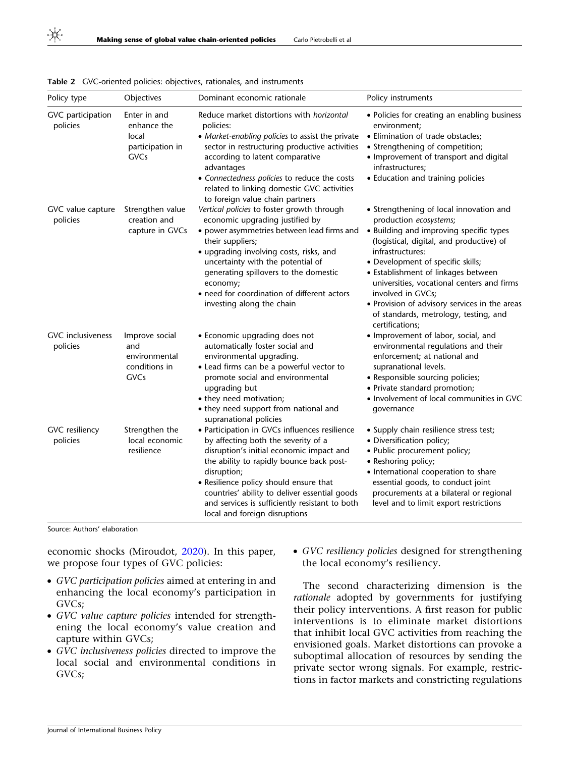**Table 2** GVC-oriented policies: objectives, rationales, and instruments

| Policy type | Objectives | Dominant economic rationale | Policy instruments |
|---|---|---|---|
| GVC participation policies | Enter in and enhance the local participation in GVCs | Reduce market distortions with *horizontal* policies:<br>• *Market-enabling policies* to assist the private sector in restructuring productive activities according to latent comparative advantages<br>• *Connectedness policies* to reduce the costs related to linking domestic GVC activities to foreign value chain partners | • Policies for creating an enabling business environment;<br>• Elimination of trade obstacles;<br>• Strengthening of competition;<br>• Improvement of transport and digital infrastructures;<br>• Education and training policies |
| GVC value capture policies | Strengthen value creation and capture in GVCs | *Vertical policies* to foster growth through economic upgrading justified by<br>• power asymmetries between lead firms and their suppliers;<br>• upgrading involving costs, risks, and uncertainty with the potential of generating spillovers to the domestic economy;<br>• need for coordination of different actors investing along the chain | • Strengthening of local innovation and production *ecosystems*;<br>• Building and improving specific types (logistical, digital, and productive) of infrastructures:<br>• Development of specific skills;<br>• Establishment of linkages between universities, vocational centers and firms involved in GVCs;<br>• Provision of advisory services in the areas of standards, metrology, testing, and certifications; |
| GVC inclusiveness policies | Improve social and environmental conditions in GVCs | • Economic upgrading does not automatically foster social and environmental upgrading.<br>• Lead firms can be a powerful vector to promote social and environmental upgrading but<br>• they need motivation;<br>• they need support from national and supranational policies | • Improvement of labor, social, and environmental regulations and their enforcement; at national and supranational levels.<br>• Responsible sourcing policies;<br>• Private standard promotion;<br>• Involvement of local communities in GVC governance |
| GVC resiliency policies | Strengthen the local economic resilience | • Participation in GVCs influences resilience by affecting both the severity of a disruption's initial economic impact and the ability to rapidly bounce back post-disruption;<br>• Resilience policy should ensure that countries' ability to deliver essential goods and services is sufficiently resistant to both local and foreign disruptions | • Supply chain resilience stress test;<br>• Diversification policy;<br>• Public procurement policy;<br>• Reshoring policy;<br>• International cooperation to share essential goods, to conduct joint procurements at a bilateral or regional level and to limit export restrictions |

Source: Authors' elaboration

economic shocks (Miroudot, 2020). In this paper, we propose four types of GVC policies:

- *GVC participation policies* aimed at entering in and enhancing the local economy's participation in GVCs;
- *GVC value capture policies* intended for strengthening the local economy's value creation and capture within GVCs;
- *GVC inclusiveness policies* directed to improve the local social and environmental conditions in GVCs;
- *GVC resiliency policies* designed for strengthening the local economy's resiliency.

The second characterizing dimension is the *rationale* adopted by governments for justifying their policy interventions. A first reason for public interventions is to eliminate market distortions that inhibit local GVC activities from reaching the envisioned goals. Market distortions can provoke a suboptimal allocation of resources by sending the private sector wrong signals. For example, restrictions in factor markets and constricting regulations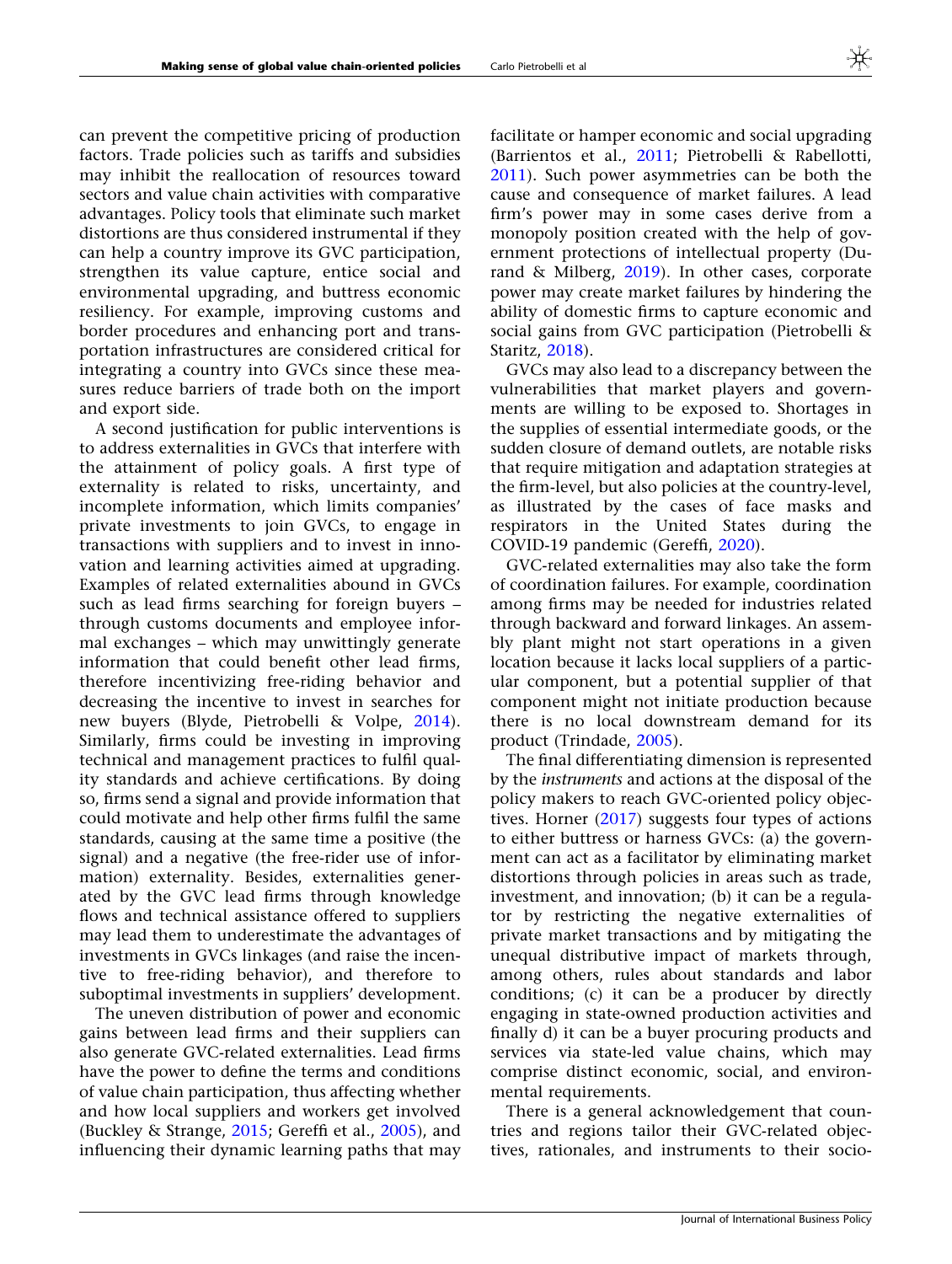can prevent the competitive pricing of production factors. Trade policies such as tariffs and subsidies may inhibit the reallocation of resources toward sectors and value chain activities with comparative advantages. Policy tools that eliminate such market distortions are thus considered instrumental if they can help a country improve its GVC participation, strengthen its value capture, entice social and environmental upgrading, and buttress economic resiliency. For example, improving customs and border procedures and enhancing port and transportation infrastructures are considered critical for integrating a country into GVCs since these measures reduce barriers of trade both on the import and export side.

A second justification for public interventions is to address externalities in GVCs that interfere with the attainment of policy goals. A first type of externality is related to risks, uncertainty, and incomplete information, which limits companies' private investments to join GVCs, to engage in transactions with suppliers and to invest in innovation and learning activities aimed at upgrading. Examples of related externalities abound in GVCs such as lead firms searching for foreign buyers – through customs documents and employee informal exchanges – which may unwittingly generate information that could benefit other lead firms, therefore incentivizing free-riding behavior and decreasing the incentive to invest in searches for new buyers (Blyde, Pietrobelli & Volpe, 2014). Similarly, firms could be investing in improving technical and management practices to fulfil quality standards and achieve certifications. By doing so, firms send a signal and provide information that could motivate and help other firms fulfil the same standards, causing at the same time a positive (the signal) and a negative (the free-rider use of information) externality. Besides, externalities generated by the GVC lead firms through knowledge flows and technical assistance offered to suppliers may lead them to underestimate the advantages of investments in GVCs linkages (and raise the incentive to free-riding behavior), and therefore to suboptimal investments in suppliers' development.

The uneven distribution of power and economic gains between lead firms and their suppliers can also generate GVC-related externalities. Lead firms have the power to define the terms and conditions of value chain participation, thus affecting whether and how local suppliers and workers get involved (Buckley & Strange, 2015; Gereffi et al., 2005), and influencing their dynamic learning paths that may facilitate or hamper economic and social upgrading (Barrientos et al., 2011; Pietrobelli & Rabellotti, 2011). Such power asymmetries can be both the cause and consequence of market failures. A lead firm's power may in some cases derive from a monopoly position created with the help of government protections of intellectual property (Durand & Milberg, 2019). In other cases, corporate power may create market failures by hindering the ability of domestic firms to capture economic and social gains from GVC participation (Pietrobelli & Staritz, 2018).

GVCs may also lead to a discrepancy between the vulnerabilities that market players and governments are willing to be exposed to. Shortages in the supplies of essential intermediate goods, or the sudden closure of demand outlets, are notable risks that require mitigation and adaptation strategies at the firm-level, but also policies at the country-level, as illustrated by the cases of face masks and respirators in the United States during the COVID-19 pandemic (Gereffi, 2020).

GVC-related externalities may also take the form of coordination failures. For example, coordination among firms may be needed for industries related through backward and forward linkages. An assembly plant might not start operations in a given location because it lacks local suppliers of a particular component, but a potential supplier of that component might not initiate production because there is no local downstream demand for its product (Trindade, 2005).

The final differentiating dimension is represented by the *instruments* and actions at the disposal of the policy makers to reach GVC-oriented policy objectives. Horner (2017) suggests four types of actions to either buttress or harness GVCs: (a) the government can act as a facilitator by eliminating market distortions through policies in areas such as trade, investment, and innovation; (b) it can be a regulator by restricting the negative externalities of private market transactions and by mitigating the unequal distributive impact of markets through, among others, rules about standards and labor conditions; (c) it can be a producer by directly engaging in state-owned production activities and finally d) it can be a buyer procuring products and services via state-led value chains, which may comprise distinct economic, social, and environmental requirements.

There is a general acknowledgement that countries and regions tailor their GVC-related objectives, rationales, and instruments to their socio-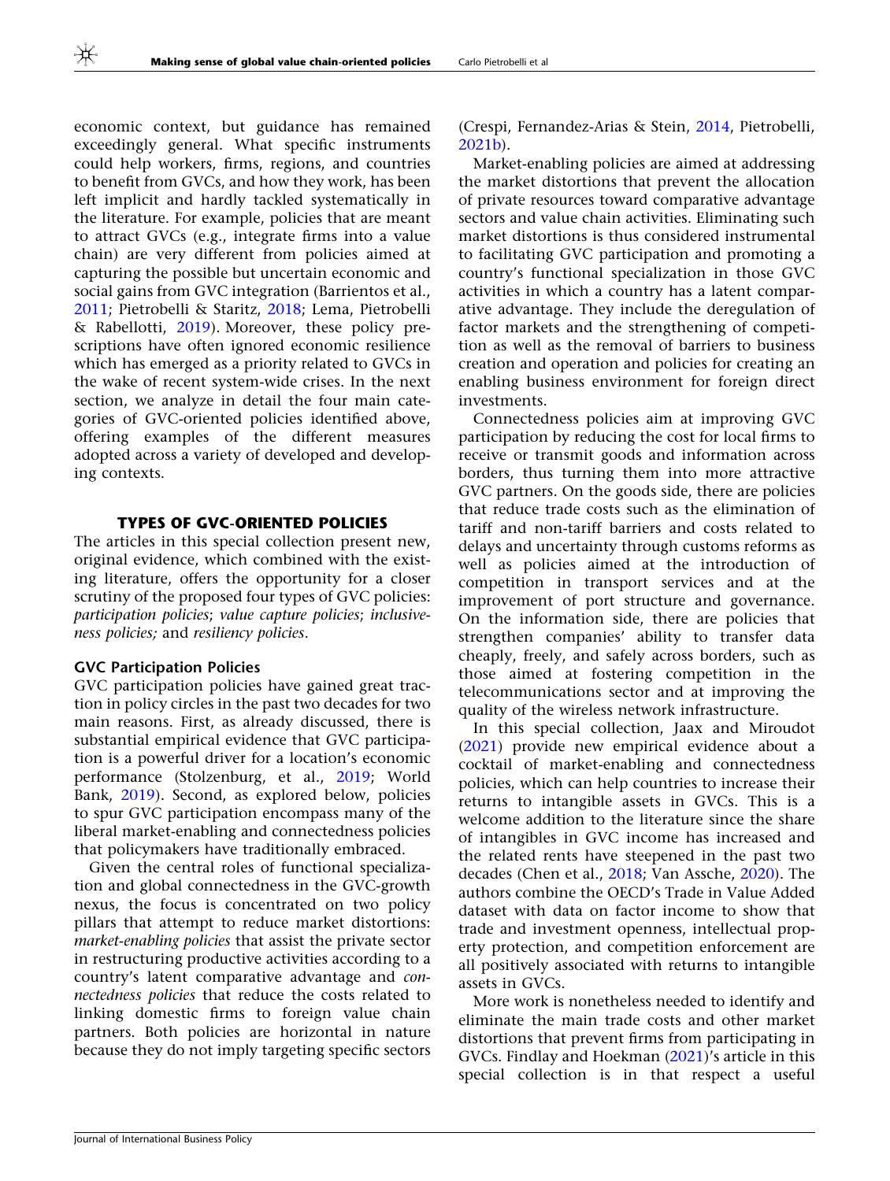economic context, but guidance has remained exceedingly general. What specific instruments could help workers, firms, regions, and countries to benefit from GVCs, and how they work, has been left implicit and hardly tackled systematically in the literature. For example, policies that are meant to attract GVCs (e.g., integrate firms into a value chain) are very different from policies aimed at capturing the possible but uncertain economic and social gains from GVC integration (Barrientos et al., 2011; Pietrobelli & Staritz, 2018; Lema, Pietrobelli & Rabellotti, 2019). Moreover, these policy prescriptions have often ignored economic resilience which has emerged as a priority related to GVCs in the wake of recent system-wide crises. In the next section, we analyze in detail the four main categories of GVC-oriented policies identified above, offering examples of the different measures adopted across a variety of developed and developing contexts.

## TYPES OF GVC-ORIENTED POLICIES

The articles in this special collection present new, original evidence, which combined with the existing literature, offers the opportunity for a closer scrutiny of the proposed four types of GVC policies: *participation policies*; *value capture policies*; *inclusiveness policies;* and *resiliency policies*.

### GVC Participation Policies

GVC participation policies have gained great traction in policy circles in the past two decades for two main reasons. First, as already discussed, there is substantial empirical evidence that GVC participation is a powerful driver for a location's economic performance (Stolzenburg, et al., 2019; World Bank, 2019). Second, as explored below, policies to spur GVC participation encompass many of the liberal market-enabling and connectedness policies that policymakers have traditionally embraced.

Given the central roles of functional specialization and global connectedness in the GVC-growth nexus, the focus is concentrated on two policy pillars that attempt to reduce market distortions: *market-enabling policies* that assist the private sector in restructuring productive activities according to a country's latent comparative advantage and *connectedness policies* that reduce the costs related to linking domestic firms to foreign value chain partners. Both policies are horizontal in nature because they do not imply targeting specific sectors (Crespi, Fernandez-Arias & Stein, 2014, Pietrobelli, 2021b).

Market-enabling policies are aimed at addressing the market distortions that prevent the allocation of private resources toward comparative advantage sectors and value chain activities. Eliminating such market distortions is thus considered instrumental to facilitating GVC participation and promoting a country's functional specialization in those GVC activities in which a country has a latent comparative advantage. They include the deregulation of factor markets and the strengthening of competition as well as the removal of barriers to business creation and operation and policies for creating an enabling business environment for foreign direct investments.

Connectedness policies aim at improving GVC participation by reducing the cost for local firms to receive or transmit goods and information across borders, thus turning them into more attractive GVC partners. On the goods side, there are policies that reduce trade costs such as the elimination of tariff and non-tariff barriers and costs related to delays and uncertainty through customs reforms as well as policies aimed at the introduction of competition in transport services and at the improvement of port structure and governance. On the information side, there are policies that strengthen companies' ability to transfer data cheaply, freely, and safely across borders, such as those aimed at fostering competition in the telecommunications sector and at improving the quality of the wireless network infrastructure.

In this special collection, Jaax and Miroudot (2021) provide new empirical evidence about a cocktail of market-enabling and connectedness policies, which can help countries to increase their returns to intangible assets in GVCs. This is a welcome addition to the literature since the share of intangibles in GVC income has increased and the related rents have steepened in the past two decades (Chen et al., 2018; Van Assche, 2020). The authors combine the OECD's Trade in Value Added dataset with data on factor income to show that trade and investment openness, intellectual property protection, and competition enforcement are all positively associated with returns to intangible assets in GVCs.

More work is nonetheless needed to identify and eliminate the main trade costs and other market distortions that prevent firms from participating in GVCs. Findlay and Hoekman (2021)'s article in this special collection is in that respect a useful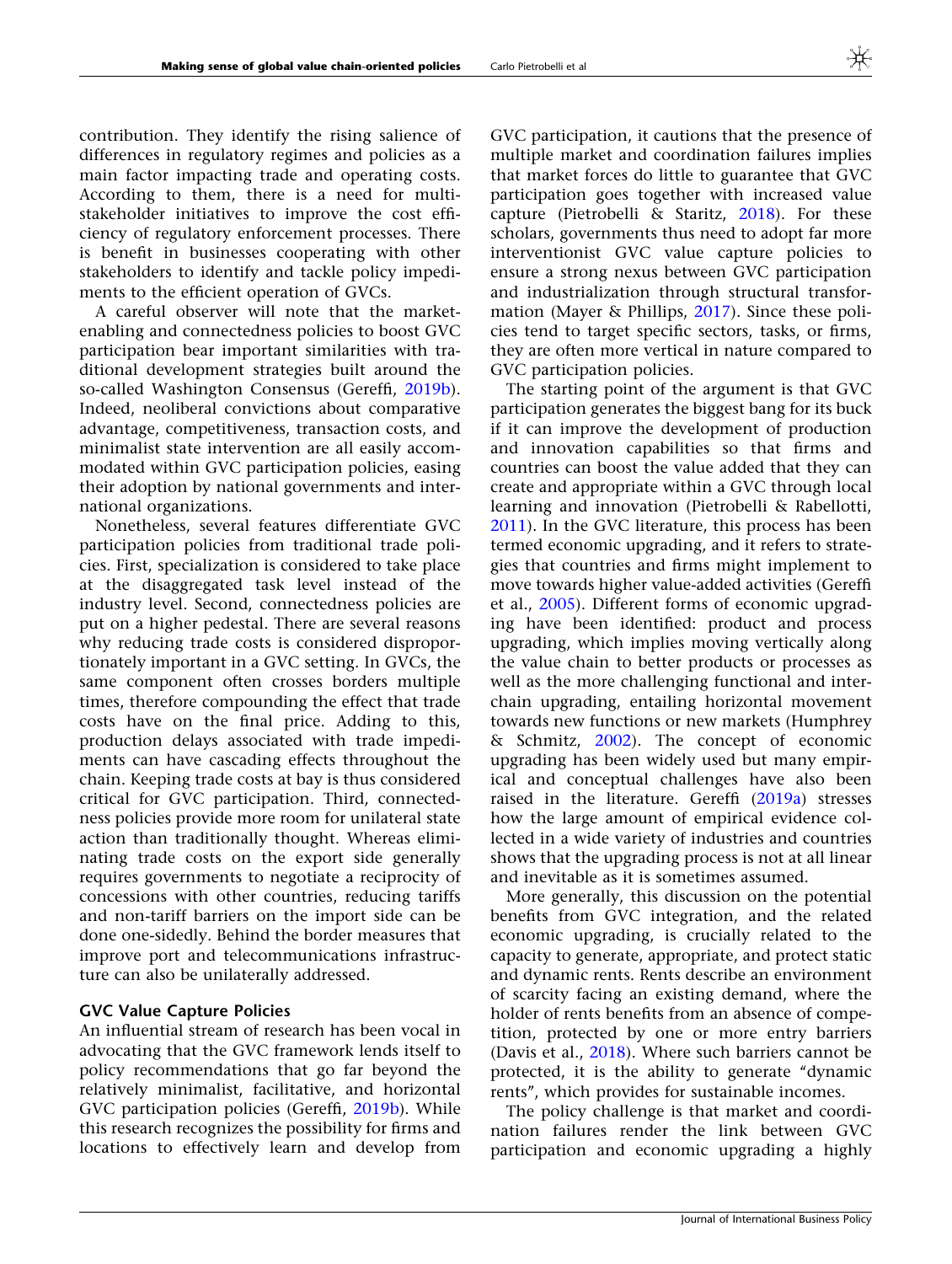contribution. They identify the rising salience of differences in regulatory regimes and policies as a main factor impacting trade and operating costs. According to them, there is a need for multi-stakeholder initiatives to improve the cost efficiency of regulatory enforcement processes. There is benefit in businesses cooperating with other stakeholders to identify and tackle policy impediments to the efficient operation of GVCs.

A careful observer will note that the market-enabling and connectedness policies to boost GVC participation bear important similarities with traditional development strategies built around the so-called Washington Consensus (Gereffi, 2019b). Indeed, neoliberal convictions about comparative advantage, competitiveness, transaction costs, and minimalist state intervention are all easily accommodated within GVC participation policies, easing their adoption by national governments and international organizations.

Nonetheless, several features differentiate GVC participation policies from traditional trade policies. First, specialization is considered to take place at the disaggregated task level instead of the industry level. Second, connectedness policies are put on a higher pedestal. There are several reasons why reducing trade costs is considered disproportionately important in a GVC setting. In GVCs, the same component often crosses borders multiple times, therefore compounding the effect that trade costs have on the final price. Adding to this, production delays associated with trade impediments can have cascading effects throughout the chain. Keeping trade costs at bay is thus considered critical for GVC participation. Third, connectedness policies provide more room for unilateral state action than traditionally thought. Whereas eliminating trade costs on the export side generally requires governments to negotiate a reciprocity of concessions with other countries, reducing tariffs and non-tariff barriers on the import side can be done one-sidedly. Behind the border measures that improve port and telecommunications infrastructure can also be unilaterally addressed.

### GVC Value Capture Policies

An influential stream of research has been vocal in advocating that the GVC framework lends itself to policy recommendations that go far beyond the relatively minimalist, facilitative, and horizontal GVC participation policies (Gereffi, 2019b). While this research recognizes the possibility for firms and locations to effectively learn and develop from GVC participation, it cautions that the presence of multiple market and coordination failures implies that market forces do little to guarantee that GVC participation goes together with increased value capture (Pietrobelli & Staritz, 2018). For these scholars, governments thus need to adopt far more interventionist GVC value capture policies to ensure a strong nexus between GVC participation and industrialization through structural transformation (Mayer & Phillips, 2017). Since these policies tend to target specific sectors, tasks, or firms, they are often more vertical in nature compared to GVC participation policies.

The starting point of the argument is that GVC participation generates the biggest bang for its buck if it can improve the development of production and innovation capabilities so that firms and countries can boost the value added that they can create and appropriate within a GVC through local learning and innovation (Pietrobelli & Rabellotti, 2011). In the GVC literature, this process has been termed economic upgrading, and it refers to strategies that countries and firms might implement to move towards higher value-added activities (Gereffi et al., 2005). Different forms of economic upgrading have been identified: product and process upgrading, which implies moving vertically along the value chain to better products or processes as well as the more challenging functional and inter-chain upgrading, entailing horizontal movement towards new functions or new markets (Humphrey & Schmitz, 2002). The concept of economic upgrading has been widely used but many empirical and conceptual challenges have also been raised in the literature. Gereffi (2019a) stresses how the large amount of empirical evidence collected in a wide variety of industries and countries shows that the upgrading process is not at all linear and inevitable as it is sometimes assumed.

More generally, this discussion on the potential benefits from GVC integration, and the related economic upgrading, is crucially related to the capacity to generate, appropriate, and protect static and dynamic rents. Rents describe an environment of scarcity facing an existing demand, where the holder of rents benefits from an absence of competition, protected by one or more entry barriers (Davis et al., 2018). Where such barriers cannot be protected, it is the ability to generate "dynamic rents", which provides for sustainable incomes.

The policy challenge is that market and coordination failures render the link between GVC participation and economic upgrading a highly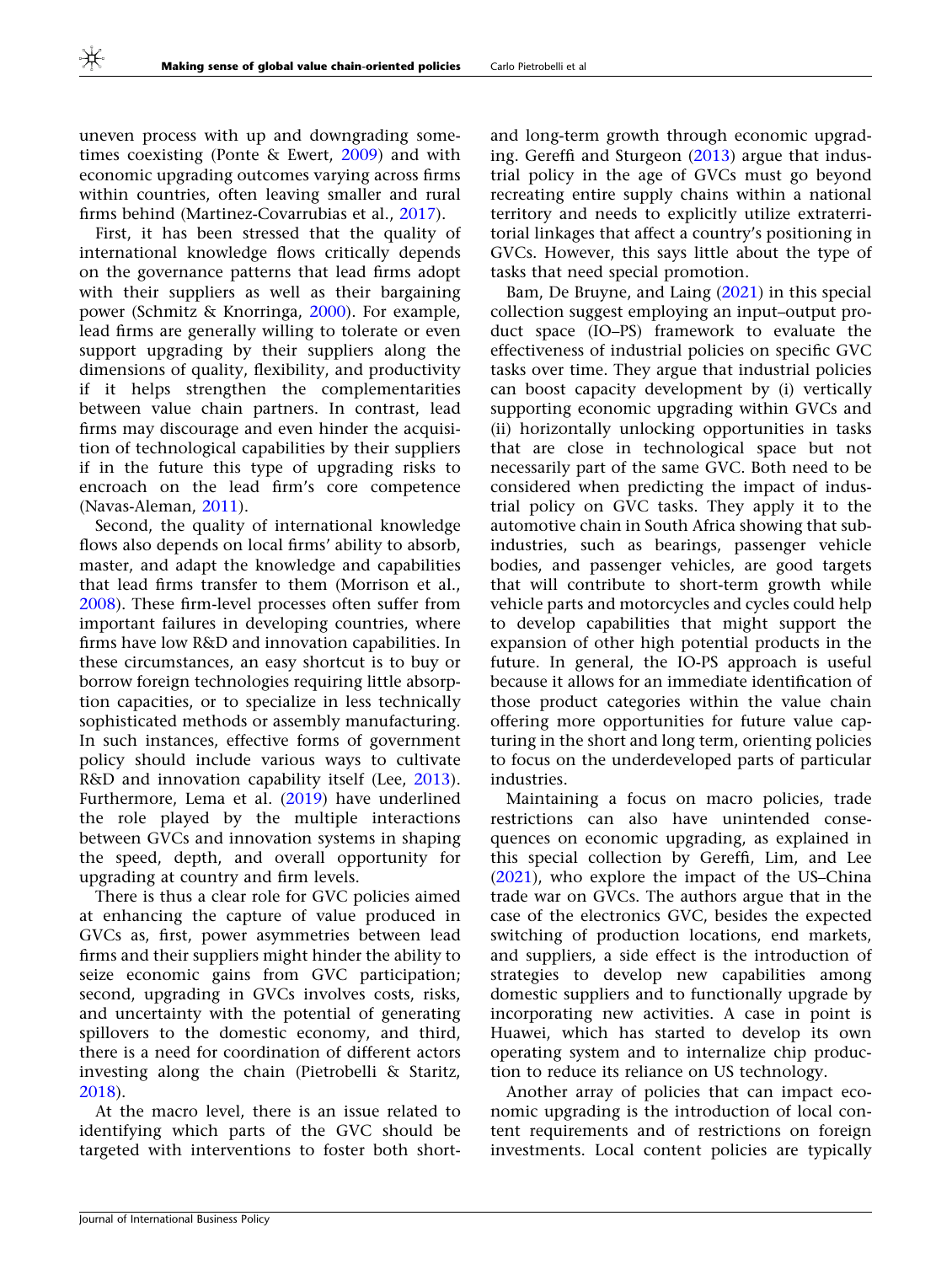uneven process with up and downgrading sometimes coexisting (Ponte & Ewert, 2009) and with economic upgrading outcomes varying across firms within countries, often leaving smaller and rural firms behind (Martinez-Covarrubias et al., 2017).

First, it has been stressed that the quality of international knowledge flows critically depends on the governance patterns that lead firms adopt with their suppliers as well as their bargaining power (Schmitz & Knorringa, 2000). For example, lead firms are generally willing to tolerate or even support upgrading by their suppliers along the dimensions of quality, flexibility, and productivity if it helps strengthen the complementarities between value chain partners. In contrast, lead firms may discourage and even hinder the acquisition of technological capabilities by their suppliers if in the future this type of upgrading risks to encroach on the lead firm's core competence (Navas-Aleman, 2011).

Second, the quality of international knowledge flows also depends on local firms' ability to absorb, master, and adapt the knowledge and capabilities that lead firms transfer to them (Morrison et al., 2008). These firm-level processes often suffer from important failures in developing countries, where firms have low R&D and innovation capabilities. In these circumstances, an easy shortcut is to buy or borrow foreign technologies requiring little absorption capacities, or to specialize in less technically sophisticated methods or assembly manufacturing. In such instances, effective forms of government policy should include various ways to cultivate R&D and innovation capability itself (Lee, 2013). Furthermore, Lema et al. (2019) have underlined the role played by the multiple interactions between GVCs and innovation systems in shaping the speed, depth, and overall opportunity for upgrading at country and firm levels.

There is thus a clear role for GVC policies aimed at enhancing the capture of value produced in GVCs as, first, power asymmetries between lead firms and their suppliers might hinder the ability to seize economic gains from GVC participation; second, upgrading in GVCs involves costs, risks, and uncertainty with the potential of generating spillovers to the domestic economy, and third, there is a need for coordination of different actors investing along the chain (Pietrobelli & Staritz, 2018).

At the macro level, there is an issue related to identifying which parts of the GVC should be targeted with interventions to foster both short- and long-term growth through economic upgrading. Gereffi and Sturgeon (2013) argue that industrial policy in the age of GVCs must go beyond recreating entire supply chains within a national territory and needs to explicitly utilize extraterritorial linkages that affect a country's positioning in GVCs. However, this says little about the type of tasks that need special promotion.

Bam, De Bruyne, and Laing (2021) in this special collection suggest employing an input–output product space (IO–PS) framework to evaluate the effectiveness of industrial policies on specific GVC tasks over time. They argue that industrial policies can boost capacity development by (i) vertically supporting economic upgrading within GVCs and (ii) horizontally unlocking opportunities in tasks that are close in technological space but not necessarily part of the same GVC. Both need to be considered when predicting the impact of industrial policy on GVC tasks. They apply it to the automotive chain in South Africa showing that subindustries, such as bearings, passenger vehicle bodies, and passenger vehicles, are good targets that will contribute to short-term growth while vehicle parts and motorcycles and cycles could help to develop capabilities that might support the expansion of other high potential products in the future. In general, the IO-PS approach is useful because it allows for an immediate identification of those product categories within the value chain offering more opportunities for future value capturing in the short and long term, orienting policies to focus on the underdeveloped parts of particular industries.

Maintaining a focus on macro policies, trade restrictions can also have unintended consequences on economic upgrading, as explained in this special collection by Gereffi, Lim, and Lee (2021), who explore the impact of the US–China trade war on GVCs. The authors argue that in the case of the electronics GVC, besides the expected switching of production locations, end markets, and suppliers, a side effect is the introduction of strategies to develop new capabilities among domestic suppliers and to functionally upgrade by incorporating new activities. A case in point is Huawei, which has started to develop its own operating system and to internalize chip production to reduce its reliance on US technology.

Another array of policies that can impact economic upgrading is the introduction of local content requirements and of restrictions on foreign investments. Local content policies are typically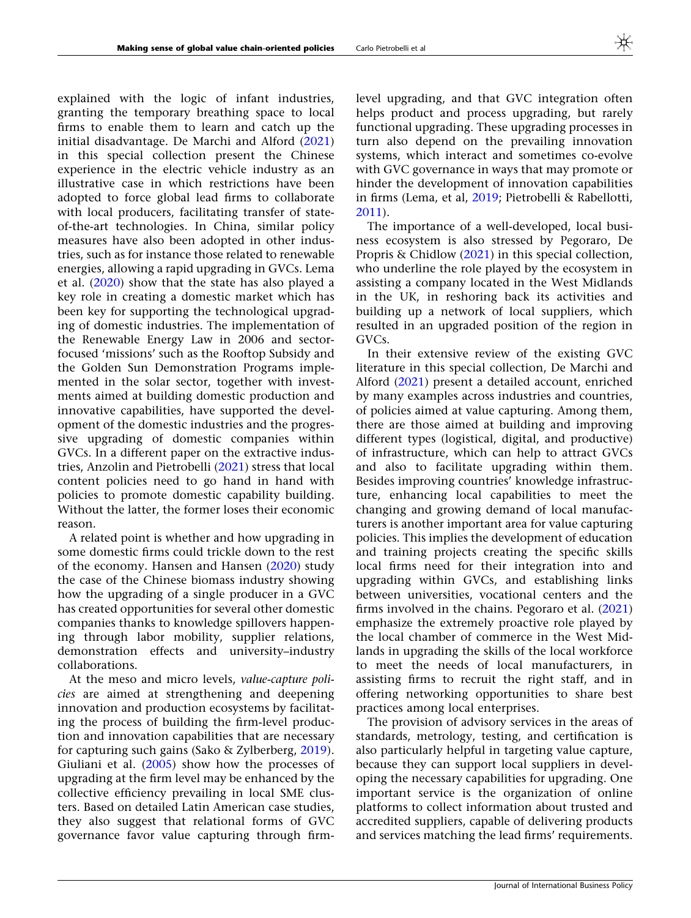explained with the logic of infant industries, granting the temporary breathing space to local firms to enable them to learn and catch up the initial disadvantage. De Marchi and Alford (2021) in this special collection present the Chinese experience in the electric vehicle industry as an illustrative case in which restrictions have been adopted to force global lead firms to collaborate with local producers, facilitating transfer of state-of-the-art technologies. In China, similar policy measures have also been adopted in other industries, such as for instance those related to renewable energies, allowing a rapid upgrading in GVCs. Lema et al. (2020) show that the state has also played a key role in creating a domestic market which has been key for supporting the technological upgrading of domestic industries. The implementation of the Renewable Energy Law in 2006 and sector-focused 'missions' such as the Rooftop Subsidy and the Golden Sun Demonstration Programs implemented in the solar sector, together with investments aimed at building domestic production and innovative capabilities, have supported the development of the domestic industries and the progressive upgrading of domestic companies within GVCs. In a different paper on the extractive industries, Anzolin and Pietrobelli (2021) stress that local content policies need to go hand in hand with policies to promote domestic capability building. Without the latter, the former loses their economic reason.

A related point is whether and how upgrading in some domestic firms could trickle down to the rest of the economy. Hansen and Hansen (2020) study the case of the Chinese biomass industry showing how the upgrading of a single producer in a GVC has created opportunities for several other domestic companies thanks to knowledge spillovers happening through labor mobility, supplier relations, demonstration effects and university–industry collaborations.

At the meso and micro levels, *value-capture policies* are aimed at strengthening and deepening innovation and production ecosystems by facilitating the process of building the firm-level production and innovation capabilities that are necessary for capturing such gains (Sako & Zylberberg, 2019). Giuliani et al. (2005) show how the processes of upgrading at the firm level may be enhanced by the collective efficiency prevailing in local SME clusters. Based on detailed Latin American case studies, they also suggest that relational forms of GVC governance favor value capturing through firm-level upgrading, and that GVC integration often helps product and process upgrading, but rarely functional upgrading. These upgrading processes in turn also depend on the prevailing innovation systems, which interact and sometimes co-evolve with GVC governance in ways that may promote or hinder the development of innovation capabilities in firms (Lema, et al, 2019; Pietrobelli & Rabellotti, 2011).

The importance of a well-developed, local business ecosystem is also stressed by Pegoraro, De Propris & Chidlow (2021) in this special collection, who underline the role played by the ecosystem in assisting a company located in the West Midlands in the UK, in reshoring back its activities and building up a network of local suppliers, which resulted in an upgraded position of the region in GVCs.

In their extensive review of the existing GVC literature in this special collection, De Marchi and Alford (2021) present a detailed account, enriched by many examples across industries and countries, of policies aimed at value capturing. Among them, there are those aimed at building and improving different types (logistical, digital, and productive) of infrastructure, which can help to attract GVCs and also to facilitate upgrading within them. Besides improving countries' knowledge infrastructure, enhancing local capabilities to meet the changing and growing demand of local manufacturers is another important area for value capturing policies. This implies the development of education and training projects creating the specific skills local firms need for their integration into and upgrading within GVCs, and establishing links between universities, vocational centers and the firms involved in the chains. Pegoraro et al. (2021) emphasize the extremely proactive role played by the local chamber of commerce in the West Midlands in upgrading the skills of the local workforce to meet the needs of local manufacturers, in assisting firms to recruit the right staff, and in offering networking opportunities to share best practices among local enterprises.

The provision of advisory services in the areas of standards, metrology, testing, and certification is also particularly helpful in targeting value capture, because they can support local suppliers in developing the necessary capabilities for upgrading. One important service is the organization of online platforms to collect information about trusted and accredited suppliers, capable of delivering products and services matching the lead firms' requirements.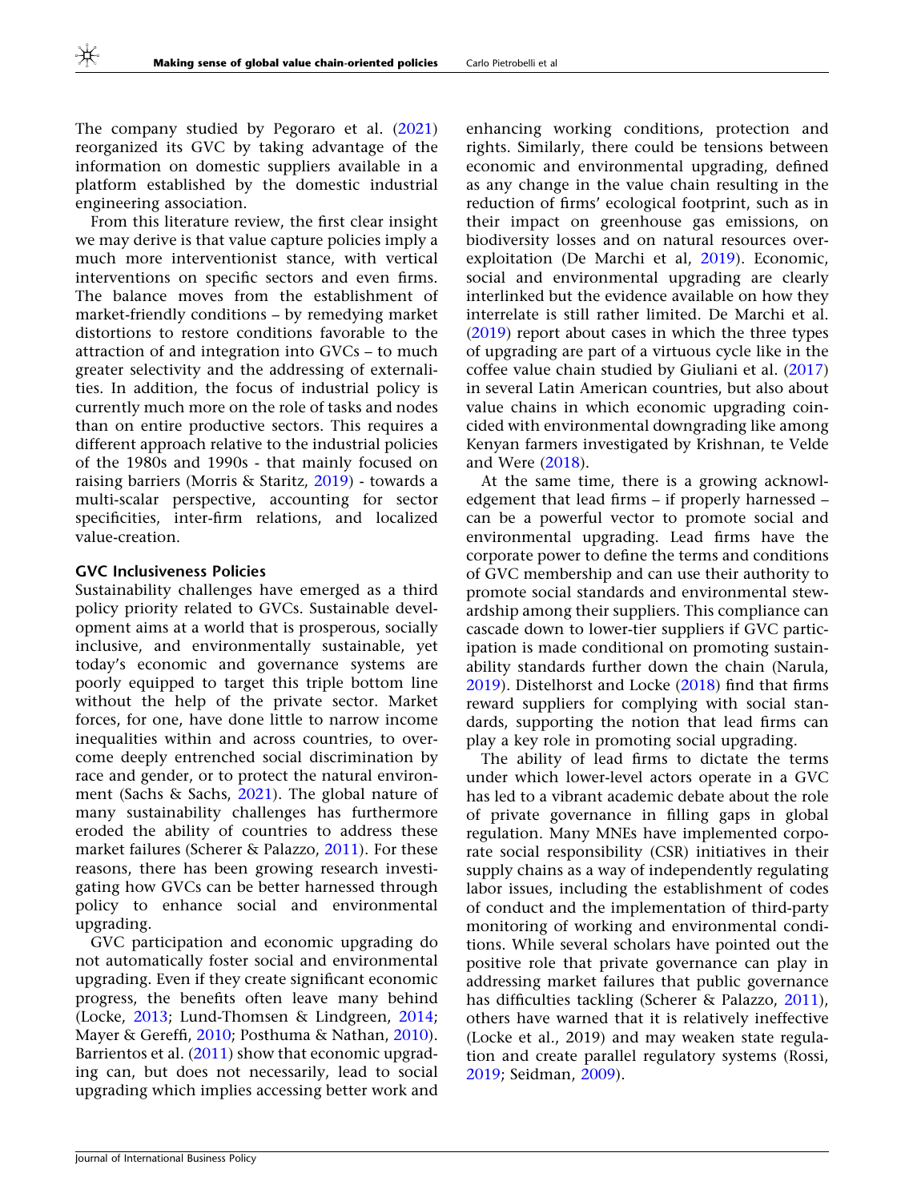The company studied by Pegoraro et al. (2021) reorganized its GVC by taking advantage of the information on domestic suppliers available in a platform established by the domestic industrial engineering association.

From this literature review, the first clear insight we may derive is that value capture policies imply a much more interventionist stance, with vertical interventions on specific sectors and even firms. The balance moves from the establishment of market-friendly conditions – by remedying market distortions to restore conditions favorable to the attraction of and integration into GVCs – to much greater selectivity and the addressing of externalities. In addition, the focus of industrial policy is currently much more on the role of tasks and nodes than on entire productive sectors. This requires a different approach relative to the industrial policies of the 1980s and 1990s - that mainly focused on raising barriers (Morris & Staritz, 2019) - towards a multi-scalar perspective, accounting for sector specificities, inter-firm relations, and localized value-creation.

### GVC Inclusiveness Policies

Sustainability challenges have emerged as a third policy priority related to GVCs. Sustainable development aims at a world that is prosperous, socially inclusive, and environmentally sustainable, yet today's economic and governance systems are poorly equipped to target this triple bottom line without the help of the private sector. Market forces, for one, have done little to narrow income inequalities within and across countries, to overcome deeply entrenched social discrimination by race and gender, or to protect the natural environment (Sachs & Sachs, 2021). The global nature of many sustainability challenges has furthermore eroded the ability of countries to address these market failures (Scherer & Palazzo, 2011). For these reasons, there has been growing research investigating how GVCs can be better harnessed through policy to enhance social and environmental upgrading.

GVC participation and economic upgrading do not automatically foster social and environmental upgrading. Even if they create significant economic progress, the benefits often leave many behind (Locke, 2013; Lund-Thomsen & Lindgreen, 2014; Mayer & Gereffi, 2010; Posthuma & Nathan, 2010). Barrientos et al. (2011) show that economic upgrading can, but does not necessarily, lead to social upgrading which implies accessing better work and enhancing working conditions, protection and rights. Similarly, there could be tensions between economic and environmental upgrading, defined as any change in the value chain resulting in the reduction of firms' ecological footprint, such as in their impact on greenhouse gas emissions, on biodiversity losses and on natural resources over-exploitation (De Marchi et al, 2019). Economic, social and environmental upgrading are clearly interlinked but the evidence available on how they interrelate is still rather limited. De Marchi et al. (2019) report about cases in which the three types of upgrading are part of a virtuous cycle like in the coffee value chain studied by Giuliani et al. (2017) in several Latin American countries, but also about value chains in which economic upgrading coincided with environmental downgrading like among Kenyan farmers investigated by Krishnan, te Velde and Were (2018).

At the same time, there is a growing acknowledgement that lead firms – if properly harnessed – can be a powerful vector to promote social and environmental upgrading. Lead firms have the corporate power to define the terms and conditions of GVC membership and can use their authority to promote social standards and environmental stewardship among their suppliers. This compliance can cascade down to lower-tier suppliers if GVC participation is made conditional on promoting sustainability standards further down the chain (Narula, 2019). Distelhorst and Locke (2018) find that firms reward suppliers for complying with social standards, supporting the notion that lead firms can play a key role in promoting social upgrading.

The ability of lead firms to dictate the terms under which lower-level actors operate in a GVC has led to a vibrant academic debate about the role of private governance in filling gaps in global regulation. Many MNEs have implemented corporate social responsibility (CSR) initiatives in their supply chains as a way of independently regulating labor issues, including the establishment of codes of conduct and the implementation of third-party monitoring of working and environmental conditions. While several scholars have pointed out the positive role that private governance can play in addressing market failures that public governance has difficulties tackling (Scherer & Palazzo, 2011), others have warned that it is relatively ineffective (Locke et al., 2019) and may weaken state regulation and create parallel regulatory systems (Rossi, 2019; Seidman, 2009).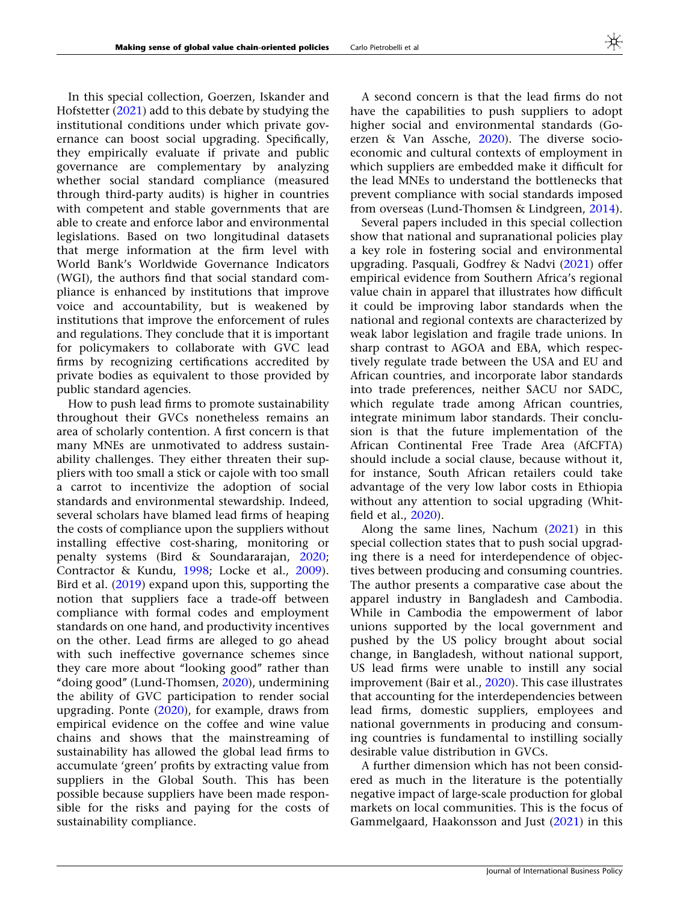In this special collection, Goerzen, Iskander and Hofstetter (2021) add to this debate by studying the institutional conditions under which private governance can boost social upgrading. Specifically, they empirically evaluate if private and public governance are complementary by analyzing whether social standard compliance (measured through third-party audits) is higher in countries with competent and stable governments that are able to create and enforce labor and environmental legislations. Based on two longitudinal datasets that merge information at the firm level with World Bank's Worldwide Governance Indicators (WGI), the authors find that social standard compliance is enhanced by institutions that improve voice and accountability, but is weakened by institutions that improve the enforcement of rules and regulations. They conclude that it is important for policymakers to collaborate with GVC lead firms by recognizing certifications accredited by private bodies as equivalent to those provided by public standard agencies.

How to push lead firms to promote sustainability throughout their GVCs nonetheless remains an area of scholarly contention. A first concern is that many MNEs are unmotivated to address sustainability challenges. They either threaten their suppliers with too small a stick or cajole with too small a carrot to incentivize the adoption of social standards and environmental stewardship. Indeed, several scholars have blamed lead firms of heaping the costs of compliance upon the suppliers without installing effective cost-sharing, monitoring or penalty systems (Bird & Soundararajan, 2020; Contractor & Kundu, 1998; Locke et al., 2009). Bird et al. (2019) expand upon this, supporting the notion that suppliers face a trade-off between compliance with formal codes and employment standards on one hand, and productivity incentives on the other. Lead firms are alleged to go ahead with such ineffective governance schemes since they care more about "looking good" rather than "doing good" (Lund-Thomsen, 2020), undermining the ability of GVC participation to render social upgrading. Ponte (2020), for example, draws from empirical evidence on the coffee and wine value chains and shows that the mainstreaming of sustainability has allowed the global lead firms to accumulate 'green' profits by extracting value from suppliers in the Global South. This has been possible because suppliers have been made responsible for the risks and paying for the costs of sustainability compliance.

A second concern is that the lead firms do not have the capabilities to push suppliers to adopt higher social and environmental standards (Goerzen & Van Assche, 2020). The diverse socioeconomic and cultural contexts of employment in which suppliers are embedded make it difficult for the lead MNEs to understand the bottlenecks that prevent compliance with social standards imposed from overseas (Lund-Thomsen & Lindgreen, 2014).

Several papers included in this special collection show that national and supranational policies play a key role in fostering social and environmental upgrading. Pasquali, Godfrey & Nadvi (2021) offer empirical evidence from Southern Africa's regional value chain in apparel that illustrates how difficult it could be improving labor standards when the national and regional contexts are characterized by weak labor legislation and fragile trade unions. In sharp contrast to AGOA and EBA, which respectively regulate trade between the USA and EU and African countries, and incorporate labor standards into trade preferences, neither SACU nor SADC, which regulate trade among African countries, integrate minimum labor standards. Their conclusion is that the future implementation of the African Continental Free Trade Area (AfCFTA) should include a social clause, because without it, for instance, South African retailers could take advantage of the very low labor costs in Ethiopia without any attention to social upgrading (Whitfield et al., 2020).

Along the same lines, Nachum (2021) in this special collection states that to push social upgrading there is a need for interdependence of objectives between producing and consuming countries. The author presents a comparative case about the apparel industry in Bangladesh and Cambodia. While in Cambodia the empowerment of labor unions supported by the local government and pushed by the US policy brought about social change, in Bangladesh, without national support, US lead firms were unable to instill any social improvement (Bair et al., 2020). This case illustrates that accounting for the interdependencies between lead firms, domestic suppliers, employees and national governments in producing and consuming countries is fundamental to instilling socially desirable value distribution in GVCs.

A further dimension which has not been considered as much in the literature is the potentially negative impact of large-scale production for global markets on local communities. This is the focus of Gammelgaard, Haakonsson and Just (2021) in this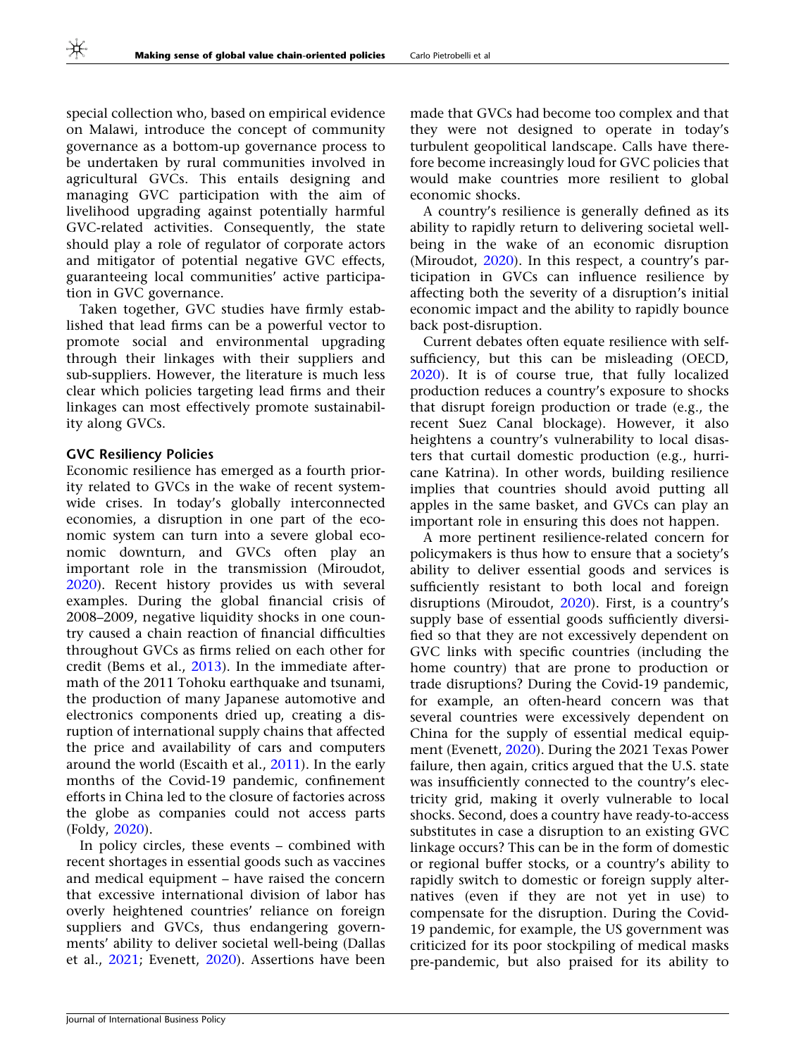special collection who, based on empirical evidence on Malawi, introduce the concept of community governance as a bottom-up governance process to be undertaken by rural communities involved in agricultural GVCs. This entails designing and managing GVC participation with the aim of livelihood upgrading against potentially harmful GVC-related activities. Consequently, the state should play a role of regulator of corporate actors and mitigator of potential negative GVC effects, guaranteeing local communities' active participation in GVC governance.

Taken together, GVC studies have firmly established that lead firms can be a powerful vector to promote social and environmental upgrading through their linkages with their suppliers and sub-suppliers. However, the literature is much less clear which policies targeting lead firms and their linkages can most effectively promote sustainability along GVCs.

## GVC Resiliency Policies

Economic resilience has emerged as a fourth priority related to GVCs in the wake of recent system-wide crises. In today's globally interconnected economies, a disruption in one part of the economic system can turn into a severe global economic downturn, and GVCs often play an important role in the transmission (Miroudot, 2020). Recent history provides us with several examples. During the global financial crisis of 2008–2009, negative liquidity shocks in one country caused a chain reaction of financial difficulties throughout GVCs as firms relied on each other for credit (Bems et al., 2013). In the immediate aftermath of the 2011 Tohoku earthquake and tsunami, the production of many Japanese automotive and electronics components dried up, creating a disruption of international supply chains that affected the price and availability of cars and computers around the world (Escaith et al., 2011). In the early months of the Covid-19 pandemic, confinement efforts in China led to the closure of factories across the globe as companies could not access parts (Foldy, 2020).

In policy circles, these events – combined with recent shortages in essential goods such as vaccines and medical equipment – have raised the concern that excessive international division of labor has overly heightened countries' reliance on foreign suppliers and GVCs, thus endangering governments' ability to deliver societal well-being (Dallas et al., 2021; Evenett, 2020). Assertions have been made that GVCs had become too complex and that they were not designed to operate in today's turbulent geopolitical landscape. Calls have therefore become increasingly loud for GVC policies that would make countries more resilient to global economic shocks.

A country's resilience is generally defined as its ability to rapidly return to delivering societal well-being in the wake of an economic disruption (Miroudot, 2020). In this respect, a country's participation in GVCs can influence resilience by affecting both the severity of a disruption's initial economic impact and the ability to rapidly bounce back post-disruption.

Current debates often equate resilience with self-sufficiency, but this can be misleading (OECD, 2020). It is of course true, that fully localized production reduces a country's exposure to shocks that disrupt foreign production or trade (e.g., the recent Suez Canal blockage). However, it also heightens a country's vulnerability to local disasters that curtail domestic production (e.g., hurricane Katrina). In other words, building resilience implies that countries should avoid putting all apples in the same basket, and GVCs can play an important role in ensuring this does not happen.

A more pertinent resilience-related concern for policymakers is thus how to ensure that a society's ability to deliver essential goods and services is sufficiently resistant to both local and foreign disruptions (Miroudot, 2020). First, is a country's supply base of essential goods sufficiently diversified so that they are not excessively dependent on GVC links with specific countries (including the home country) that are prone to production or trade disruptions? During the Covid-19 pandemic, for example, an often-heard concern was that several countries were excessively dependent on China for the supply of essential medical equipment (Evenett, 2020). During the 2021 Texas Power failure, then again, critics argued that the U.S. state was insufficiently connected to the country's electricity grid, making it overly vulnerable to local shocks. Second, does a country have ready-to-access substitutes in case a disruption to an existing GVC linkage occurs? This can be in the form of domestic or regional buffer stocks, or a country's ability to rapidly switch to domestic or foreign supply alternatives (even if they are not yet in use) to compensate for the disruption. During the Covid-19 pandemic, for example, the US government was criticized for its poor stockpiling of medical masks pre-pandemic, but also praised for its ability to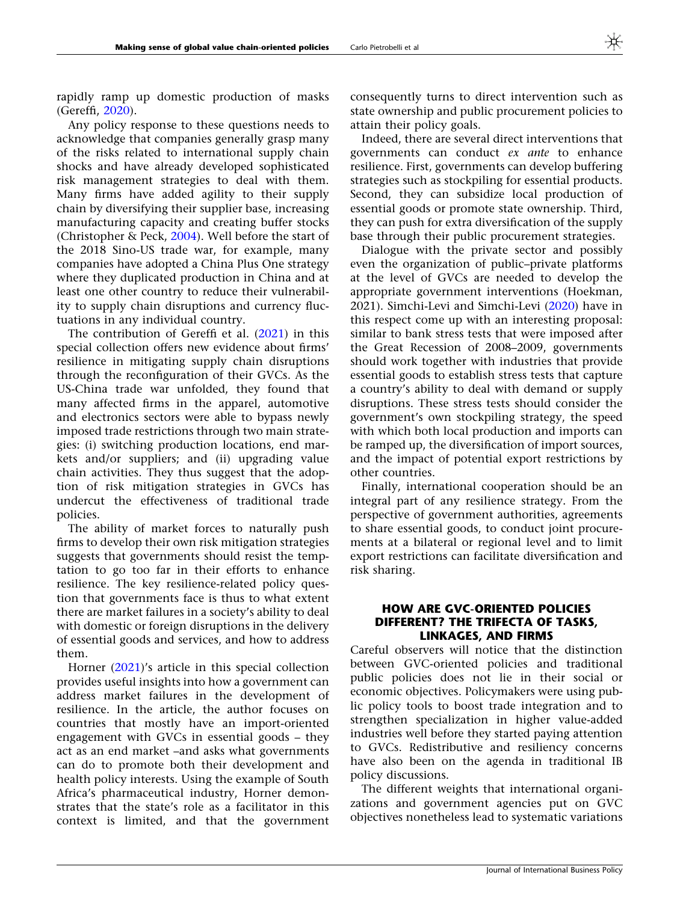rapidly ramp up domestic production of masks (Gereffi, 2020).

Any policy response to these questions needs to acknowledge that companies generally grasp many of the risks related to international supply chain shocks and have already developed sophisticated risk management strategies to deal with them. Many firms have added agility to their supply chain by diversifying their supplier base, increasing manufacturing capacity and creating buffer stocks (Christopher & Peck, 2004). Well before the start of the 2018 Sino-US trade war, for example, many companies have adopted a China Plus One strategy where they duplicated production in China and at least one other country to reduce their vulnerability to supply chain disruptions and currency fluctuations in any individual country.

The contribution of Gereffi et al. (2021) in this special collection offers new evidence about firms' resilience in mitigating supply chain disruptions through the reconfiguration of their GVCs. As the US-China trade war unfolded, they found that many affected firms in the apparel, automotive and electronics sectors were able to bypass newly imposed trade restrictions through two main strategies: (i) switching production locations, end markets and/or suppliers; and (ii) upgrading value chain activities. They thus suggest that the adoption of risk mitigation strategies in GVCs has undercut the effectiveness of traditional trade policies.

The ability of market forces to naturally push firms to develop their own risk mitigation strategies suggests that governments should resist the temptation to go too far in their efforts to enhance resilience. The key resilience-related policy question that governments face is thus to what extent there are market failures in a society's ability to deal with domestic or foreign disruptions in the delivery of essential goods and services, and how to address them.

Horner (2021)'s article in this special collection provides useful insights into how a government can address market failures in the development of resilience. In the article, the author focuses on countries that mostly have an import-oriented engagement with GVCs in essential goods – they act as an end market –and asks what governments can do to promote both their development and health policy interests. Using the example of South Africa's pharmaceutical industry, Horner demonstrates that the state's role as a facilitator in this context is limited, and that the government consequently turns to direct intervention such as state ownership and public procurement policies to attain their policy goals.

Indeed, there are several direct interventions that governments can conduct *ex ante* to enhance resilience. First, governments can develop buffering strategies such as stockpiling for essential products. Second, they can subsidize local production of essential goods or promote state ownership. Third, they can push for extra diversification of the supply base through their public procurement strategies.

Dialogue with the private sector and possibly even the organization of public–private platforms at the level of GVCs are needed to develop the appropriate government interventions (Hoekman, 2021). Simchi-Levi and Simchi-Levi (2020) have in this respect come up with an interesting proposal: similar to bank stress tests that were imposed after the Great Recession of 2008–2009, governments should work together with industries that provide essential goods to establish stress tests that capture a country's ability to deal with demand or supply disruptions. These stress tests should consider the government's own stockpiling strategy, the speed with which both local production and imports can be ramped up, the diversification of import sources, and the impact of potential export restrictions by other countries.

Finally, international cooperation should be an integral part of any resilience strategy. From the perspective of government authorities, agreements to share essential goods, to conduct joint procurements at a bilateral or regional level and to limit export restrictions can facilitate diversification and risk sharing.

## HOW ARE GVC-ORIENTED POLICIES DIFFERENT? THE TRIFECTA OF TASKS, LINKAGES, AND FIRMS

Careful observers will notice that the distinction between GVC-oriented policies and traditional public policies does not lie in their social or economic objectives. Policymakers were using public policy tools to boost trade integration and to strengthen specialization in higher value-added industries well before they started paying attention to GVCs. Redistributive and resiliency concerns have also been on the agenda in traditional IB policy discussions.

The different weights that international organizations and government agencies put on GVC objectives nonetheless lead to systematic variations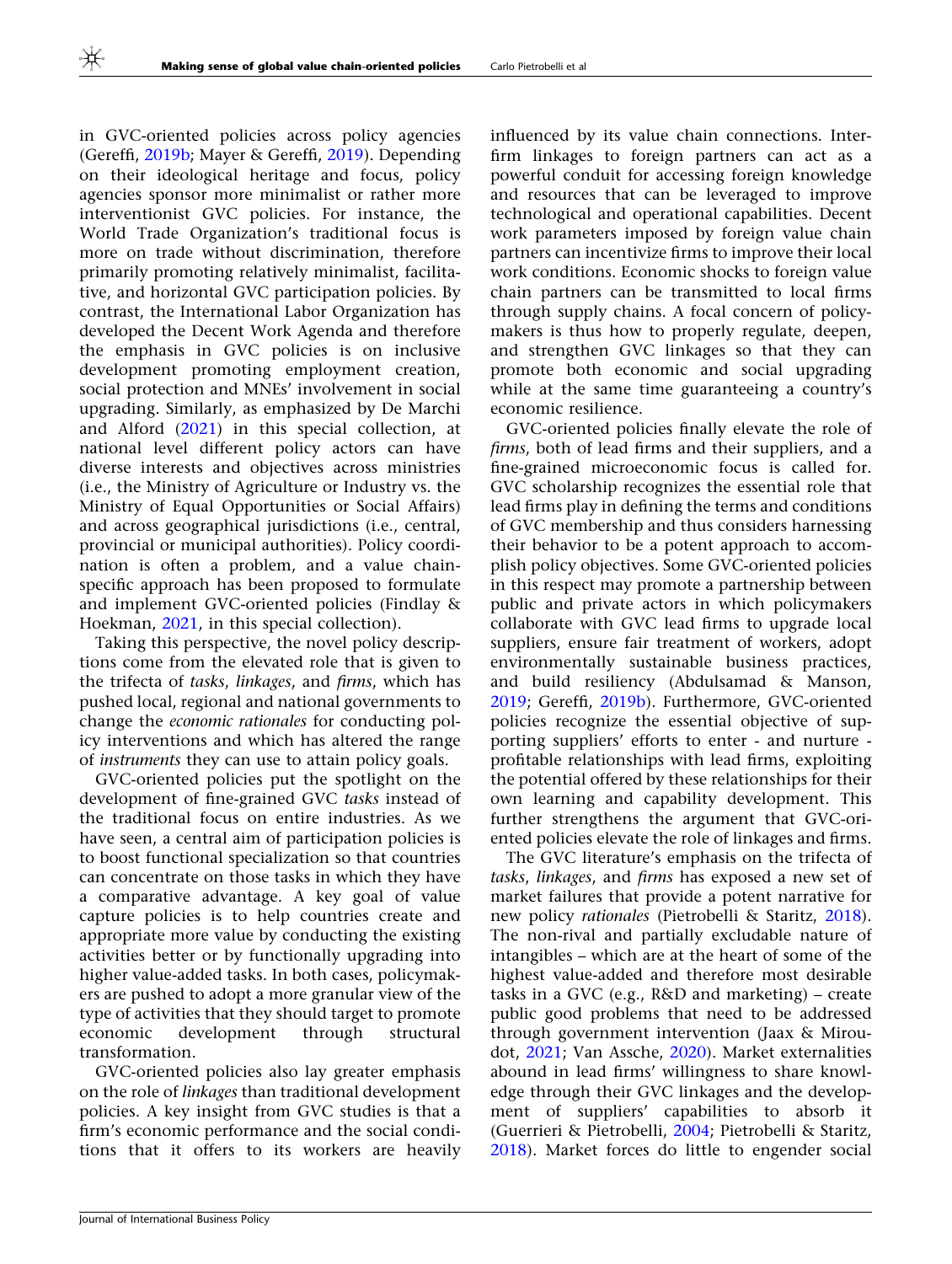in GVC-oriented policies across policy agencies (Gereffi, 2019b; Mayer & Gereffi, 2019). Depending on their ideological heritage and focus, policy agencies sponsor more minimalist or rather more interventionist GVC policies. For instance, the World Trade Organization's traditional focus is more on trade without discrimination, therefore primarily promoting relatively minimalist, facilitative, and horizontal GVC participation policies. By contrast, the International Labor Organization has developed the Decent Work Agenda and therefore the emphasis in GVC policies is on inclusive development promoting employment creation, social protection and MNEs' involvement in social upgrading. Similarly, as emphasized by De Marchi and Alford (2021) in this special collection, at national level different policy actors can have diverse interests and objectives across ministries (i.e., the Ministry of Agriculture or Industry vs. the Ministry of Equal Opportunities or Social Affairs) and across geographical jurisdictions (i.e., central, provincial or municipal authorities). Policy coordination is often a problem, and a value chain-specific approach has been proposed to formulate and implement GVC-oriented policies (Findlay & Hoekman, 2021, in this special collection).

Taking this perspective, the novel policy descriptions come from the elevated role that is given to the trifecta of *tasks*, *linkages*, and *firms*, which has pushed local, regional and national governments to change the *economic rationales* for conducting policy interventions and which has altered the range of *instruments* they can use to attain policy goals.

GVC-oriented policies put the spotlight on the development of fine-grained GVC *tasks* instead of the traditional focus on entire industries. As we have seen, a central aim of participation policies is to boost functional specialization so that countries can concentrate on those tasks in which they have a comparative advantage. A key goal of value capture policies is to help countries create and appropriate more value by conducting the existing activities better or by functionally upgrading into higher value-added tasks. In both cases, policymakers are pushed to adopt a more granular view of the type of activities that they should target to promote economic development through structural transformation.

GVC-oriented policies also lay greater emphasis on the role of *linkages* than traditional development policies. A key insight from GVC studies is that a firm's economic performance and the social conditions that it offers to its workers are heavily influenced by its value chain connections. Inter-firm linkages to foreign partners can act as a powerful conduit for accessing foreign knowledge and resources that can be leveraged to improve technological and operational capabilities. Decent work parameters imposed by foreign value chain partners can incentivize firms to improve their local work conditions. Economic shocks to foreign value chain partners can be transmitted to local firms through supply chains. A focal concern of policymakers is thus how to properly regulate, deepen, and strengthen GVC linkages so that they can promote both economic and social upgrading while at the same time guaranteeing a country's economic resilience.

GVC-oriented policies finally elevate the role of *firms*, both of lead firms and their suppliers, and a fine-grained microeconomic focus is called for. GVC scholarship recognizes the essential role that lead firms play in defining the terms and conditions of GVC membership and thus considers harnessing their behavior to be a potent approach to accomplish policy objectives. Some GVC-oriented policies in this respect may promote a partnership between public and private actors in which policymakers collaborate with GVC lead firms to upgrade local suppliers, ensure fair treatment of workers, adopt environmentally sustainable business practices, and build resiliency (Abdulsamad & Manson, 2019; Gereffi, 2019b). Furthermore, GVC-oriented policies recognize the essential objective of supporting suppliers' efforts to enter - and nurture - profitable relationships with lead firms, exploiting the potential offered by these relationships for their own learning and capability development. This further strengthens the argument that GVC-oriented policies elevate the role of linkages and firms.

The GVC literature's emphasis on the trifecta of *tasks*, *linkages*, and *firms* has exposed a new set of market failures that provide a potent narrative for new policy *rationales* (Pietrobelli & Staritz, 2018). The non-rival and partially excludable nature of intangibles – which are at the heart of some of the highest value-added and therefore most desirable tasks in a GVC (e.g., R&D and marketing) – create public good problems that need to be addressed through government intervention (Jaax & Miroudot, 2021; Van Assche, 2020). Market externalities abound in lead firms' willingness to share knowledge through their GVC linkages and the development of suppliers' capabilities to absorb it (Guerrieri & Pietrobelli, 2004; Pietrobelli & Staritz, 2018). Market forces do little to engender social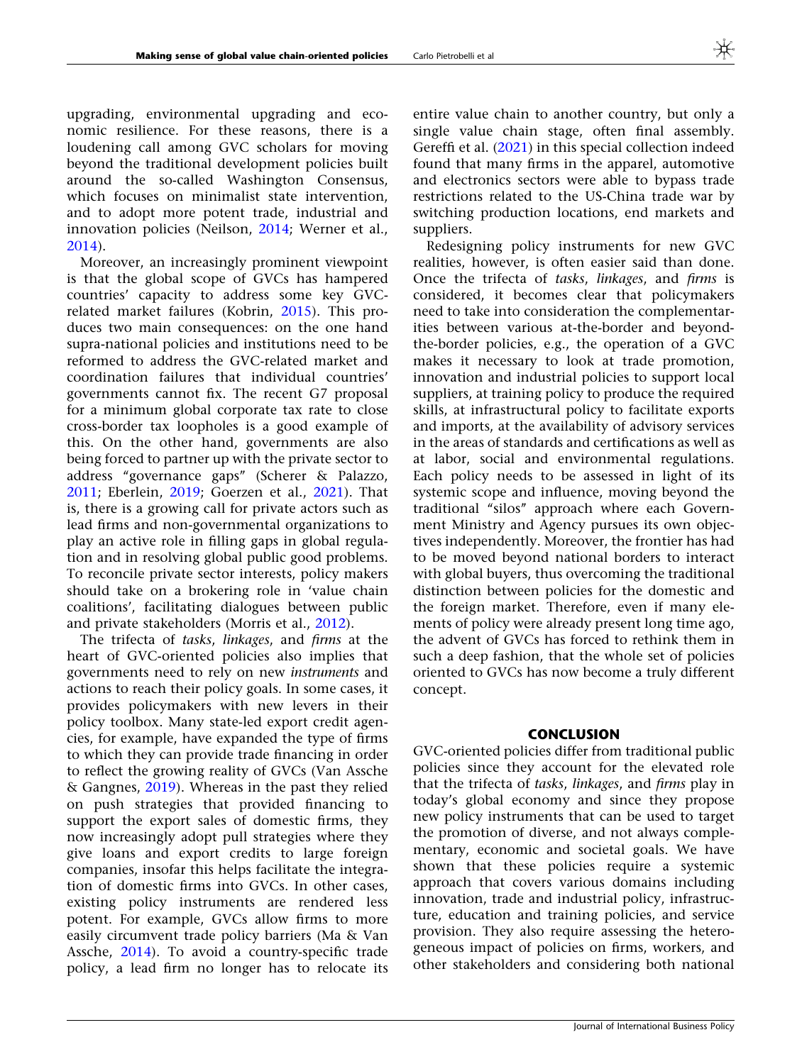upgrading, environmental upgrading and economic resilience. For these reasons, there is a loudening call among GVC scholars for moving beyond the traditional development policies built around the so-called Washington Consensus, which focuses on minimalist state intervention, and to adopt more potent trade, industrial and innovation policies (Neilson, 2014; Werner et al., 2014).

Moreover, an increasingly prominent viewpoint is that the global scope of GVCs has hampered countries' capacity to address some key GVC-related market failures (Kobrin, 2015). This produces two main consequences: on the one hand supra-national policies and institutions need to be reformed to address the GVC-related market and coordination failures that individual countries' governments cannot fix. The recent G7 proposal for a minimum global corporate tax rate to close cross-border tax loopholes is a good example of this. On the other hand, governments are also being forced to partner up with the private sector to address "governance gaps" (Scherer & Palazzo, 2011; Eberlein, 2019; Goerzen et al., 2021). That is, there is a growing call for private actors such as lead firms and non-governmental organizations to play an active role in filling gaps in global regulation and in resolving global public good problems. To reconcile private sector interests, policy makers should take on a brokering role in 'value chain coalitions', facilitating dialogues between public and private stakeholders (Morris et al., 2012).

The trifecta of *tasks*, *linkages*, and *firms* at the heart of GVC-oriented policies also implies that governments need to rely on new *instruments* and actions to reach their policy goals. In some cases, it provides policymakers with new levers in their policy toolbox. Many state-led export credit agencies, for example, have expanded the type of firms to which they can provide trade financing in order to reflect the growing reality of GVCs (Van Assche & Gangnes, 2019). Whereas in the past they relied on push strategies that provided financing to support the export sales of domestic firms, they now increasingly adopt pull strategies where they give loans and export credits to large foreign companies, insofar this helps facilitate the integration of domestic firms into GVCs. In other cases, existing policy instruments are rendered less potent. For example, GVCs allow firms to more easily circumvent trade policy barriers (Ma & Van Assche, 2014). To avoid a country-specific trade policy, a lead firm no longer has to relocate its entire value chain to another country, but only a single value chain stage, often final assembly. Gereffi et al. (2021) in this special collection indeed found that many firms in the apparel, automotive and electronics sectors were able to bypass trade restrictions related to the US-China trade war by switching production locations, end markets and suppliers.

Redesigning policy instruments for new GVC realities, however, is often easier said than done. Once the trifecta of *tasks*, *linkages*, and *firms* is considered, it becomes clear that policymakers need to take into consideration the complementarities between various at-the-border and beyond-the-border policies, e.g., the operation of a GVC makes it necessary to look at trade promotion, innovation and industrial policies to support local suppliers, at training policy to produce the required skills, at infrastructural policy to facilitate exports and imports, at the availability of advisory services in the areas of standards and certifications as well as at labor, social and environmental regulations. Each policy needs to be assessed in light of its systemic scope and influence, moving beyond the traditional "silos" approach where each Government Ministry and Agency pursues its own objectives independently. Moreover, the frontier has had to be moved beyond national borders to interact with global buyers, thus overcoming the traditional distinction between policies for the domestic and the foreign market. Therefore, even if many elements of policy were already present long time ago, the advent of GVCs has forced to rethink them in such a deep fashion, that the whole set of policies oriented to GVCs has now become a truly different concept.

## CONCLUSION

GVC-oriented policies differ from traditional public policies since they account for the elevated role that the trifecta of *tasks*, *linkages*, and *firms* play in today's global economy and since they propose new policy instruments that can be used to target the promotion of diverse, and not always complementary, economic and societal goals. We have shown that these policies require a systemic approach that covers various domains including innovation, trade and industrial policy, infrastructure, education and training policies, and service provision. They also require assessing the heterogeneous impact of policies on firms, workers, and other stakeholders and considering both national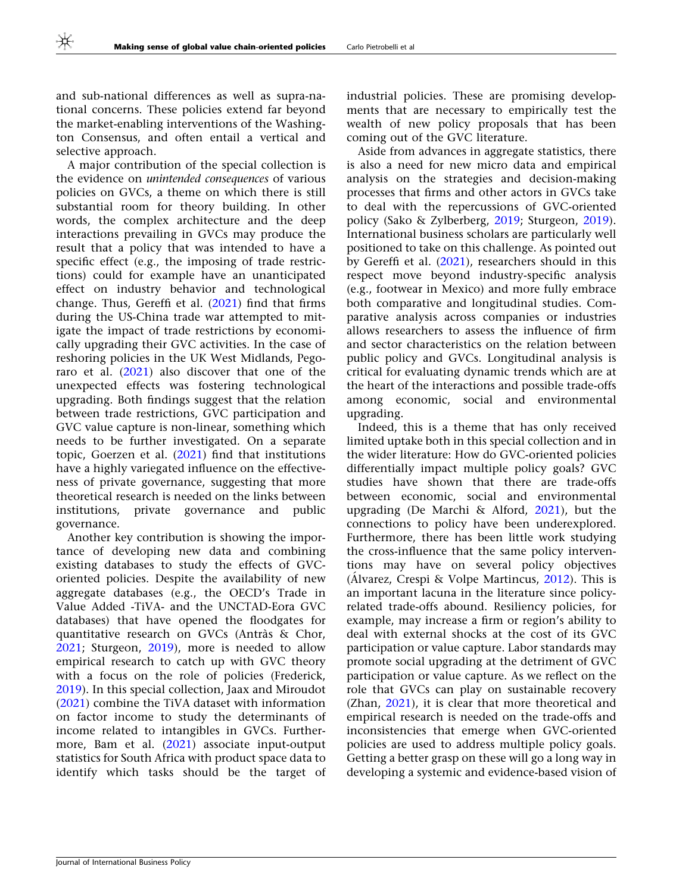and sub-national differences as well as supra-national concerns. These policies extend far beyond the market-enabling interventions of the Washington Consensus, and often entail a vertical and selective approach.

A major contribution of the special collection is the evidence on *unintended consequences* of various policies on GVCs, a theme on which there is still substantial room for theory building. In other words, the complex architecture and the deep interactions prevailing in GVCs may produce the result that a policy that was intended to have a specific effect (e.g., the imposing of trade restrictions) could for example have an unanticipated effect on industry behavior and technological change. Thus, Gereffi et al. (2021) find that firms during the US-China trade war attempted to mitigate the impact of trade restrictions by economically upgrading their GVC activities. In the case of reshoring policies in the UK West Midlands, Pegoraro et al. (2021) also discover that one of the unexpected effects was fostering technological upgrading. Both findings suggest that the relation between trade restrictions, GVC participation and GVC value capture is non-linear, something which needs to be further investigated. On a separate topic, Goerzen et al. (2021) find that institutions have a highly variegated influence on the effectiveness of private governance, suggesting that more theoretical research is needed on the links between institutions, private governance and public governance.

Another key contribution is showing the importance of developing new data and combining existing databases to study the effects of GVC-oriented policies. Despite the availability of new aggregate databases (e.g., the OECD's Trade in Value Added -TiVA- and the UNCTAD-Eora GVC databases) that have opened the floodgates for quantitative research on GVCs (Antràs & Chor, 2021; Sturgeon, 2019), more is needed to allow empirical research to catch up with GVC theory with a focus on the role of policies (Frederick, 2019). In this special collection, Jaax and Miroudot (2021) combine the TiVA dataset with information on factor income to study the determinants of income related to intangibles in GVCs. Furthermore, Bam et al. (2021) associate input-output statistics for South Africa with product space data to identify which tasks should be the target of industrial policies. These are promising developments that are necessary to empirically test the wealth of new policy proposals that has been coming out of the GVC literature.

Aside from advances in aggregate statistics, there is also a need for new micro data and empirical analysis on the strategies and decision-making processes that firms and other actors in GVCs take to deal with the repercussions of GVC-oriented policy (Sako & Zylberberg, 2019; Sturgeon, 2019). International business scholars are particularly well positioned to take on this challenge. As pointed out by Gereffi et al. (2021), researchers should in this respect move beyond industry-specific analysis (e.g., footwear in Mexico) and more fully embrace both comparative and longitudinal studies. Comparative analysis across companies or industries allows researchers to assess the influence of firm and sector characteristics on the relation between public policy and GVCs. Longitudinal analysis is critical for evaluating dynamic trends which are at the heart of the interactions and possible trade-offs among economic, social and environmental upgrading.

Indeed, this is a theme that has only received limited uptake both in this special collection and in the wider literature: How do GVC-oriented policies differentially impact multiple policy goals? GVC studies have shown that there are trade-offs between economic, social and environmental upgrading (De Marchi & Alford, 2021), but the connections to policy have been underexplored. Furthermore, there has been little work studying the cross-influence that the same policy interventions may have on several policy objectives (Álvarez, Crespi & Volpe Martincus, 2012). This is an important lacuna in the literature since policy-related trade-offs abound. Resiliency policies, for example, may increase a firm or region's ability to deal with external shocks at the cost of its GVC participation or value capture. Labor standards may promote social upgrading at the detriment of GVC participation or value capture. As we reflect on the role that GVCs can play on sustainable recovery (Zhan, 2021), it is clear that more theoretical and empirical research is needed on the trade-offs and inconsistencies that emerge when GVC-oriented policies are used to address multiple policy goals. Getting a better grasp on these will go a long way in developing a systemic and evidence-based vision of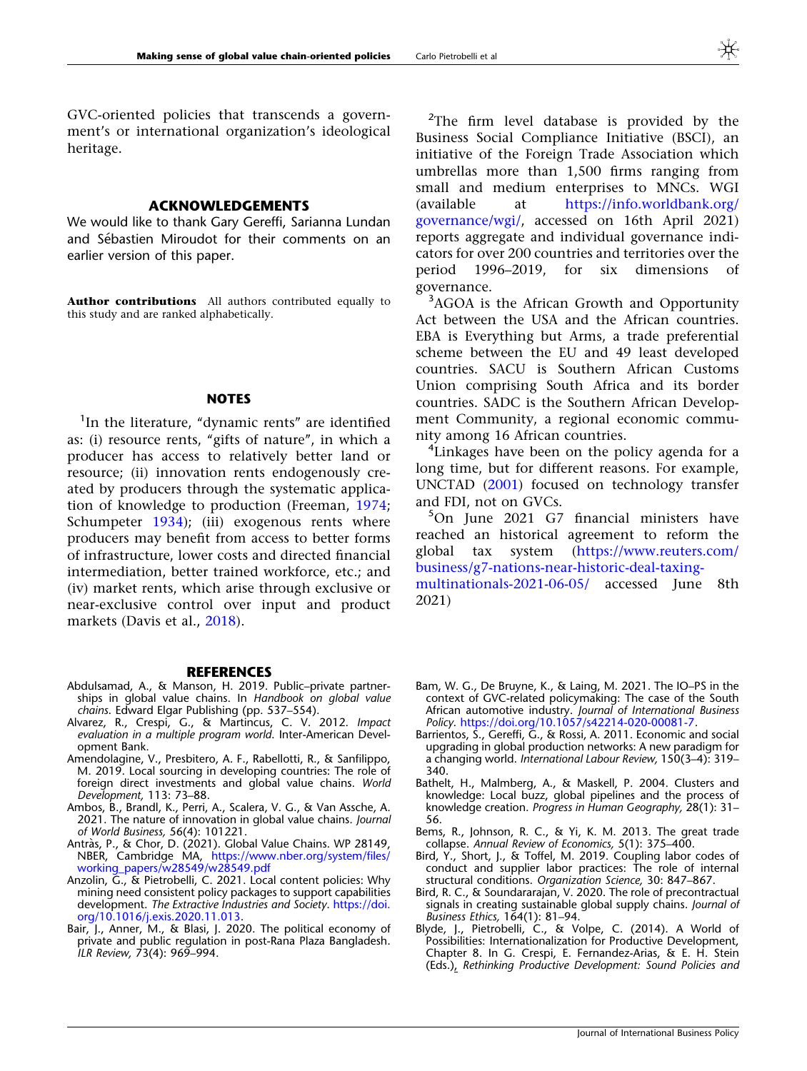GVC-oriented policies that transcends a government's or international organization's ideological heritage.

## ACKNOWLEDGEMENTS

We would like to thank Gary Gereffi, Sarianna Lundan and Sébastien Miroudot for their comments on an earlier version of this paper.

**Author contributions** All authors contributed equally to this study and are ranked alphabetically.

## NOTES

[1]In the literature, "dynamic rents" are identified as: (i) resource rents, "gifts of nature", in which a producer has access to relatively better land or resource; (ii) innovation rents endogenously created by producers through the systematic application of knowledge to production (Freeman, 1974; Schumpeter 1934); (iii) exogenous rents where producers may benefit from access to better forms of infrastructure, lower costs and directed financial intermediation, better trained workforce, etc.; and (iv) market rents, which arise through exclusive or near-exclusive control over input and product markets (Davis et al., 2018).

[2]The firm level database is provided by the Business Social Compliance Initiative (BSCI), an initiative of the Foreign Trade Association which umbrellas more than 1,500 firms ranging from small and medium enterprises to MNCs. WGI (available at https://info.worldbank.org/governance/wgi/, accessed on 16th April 2021) reports aggregate and individual governance indicators for over 200 countries and territories over the period 1996–2019, for six dimensions of governance.

[3]AGOA is the African Growth and Opportunity Act between the USA and the African countries. EBA is Everything but Arms, a trade preferential scheme between the EU and 49 least developed countries. SACU is Southern African Customs Union comprising South Africa and its border countries. SADC is the Southern African Development Community, a regional economic community among 16 African countries.

[4]Linkages have been on the policy agenda for a long time, but for different reasons. For example, UNCTAD (2001) focused on technology transfer and FDI, not on GVCs.

[5]On June 2021 G7 financial ministers have reached an historical agreement to reform the global tax system (https://www.reuters.com/business/g7-nations-near-historic-deal-taxing-multinationals-2021-06-05/ accessed June 8th 2021)

## REFERENCES

Abdulsamad, A., & Manson, H. 2019. Public–private partnerships in global value chains. In *Handbook on global value chains*. Edward Elgar Publishing (pp. 537–554).

Alvarez, R., Crespi, G., & Martincus, C. V. 2012. *Impact evaluation in a multiple program world*. Inter-American Development Bank.

Amendolagine, V., Presbitero, A. F., Rabellotti, R., & Sanfilippo, M. 2019. Local sourcing in developing countries: The role of foreign direct investments and global value chains. *World Development,* 113: 73–88.

Ambos, B., Brandl, K., Perri, A., Scalera, V. G., & Van Assche, A. 2021. The nature of innovation in global value chains. *Journal of World Business,* 56(4): 101221.

Antràs, P., & Chor, D. (2021). Global Value Chains. WP 28149, NBER, Cambridge MA, https://www.nber.org/system/files/working_papers/w28549/w28549.pdf

Anzolin, G., & Pietrobelli, C. 2021. Local content policies: Why mining need consistent policy packages to support capabilities development. *The Extractive Industries and Society*. https://doi.org/10.1016/j.exis.2020.11.013.

Bair, J., Anner, M., & Blasi, J. 2020. The political economy of private and public regulation in post-Rana Plaza Bangladesh. *ILR Review,* 73(4): 969–994.

Bam, W. G., De Bruyne, K., & Laing, M. 2021. The IO–PS in the context of GVC-related policymaking: The case of the South African automotive industry. *Journal of International Business Policy*. https://doi.org/10.1057/s42214-020-00081-7.

Barrientos, S., Gereffi, G., & Rossi, A. 2011. Economic and social upgrading in global production networks: A new paradigm for a changing world. *International Labour Review,* 150(3–4): 319–340.

Bathelt, H., Malmberg, A., & Maskell, P. 2004. Clusters and knowledge: Local buzz, global pipelines and the process of knowledge creation. *Progress in Human Geography,* 28(1): 31–56.

Bems, R., Johnson, R. C., & Yi, K. M. 2013. The great trade collapse. *Annual Review of Economics,* 5(1): 375–400.

Bird, Y., Short, J., & Toffel, M. 2019. Coupling labor codes of conduct and supplier labor practices: The role of internal structural conditions. *Organization Science,* 30: 847–867.

Bird, R. C., & Soundararajan, V. 2020. The role of precontractual signals in creating sustainable global supply chains. *Journal of Business Ethics,* 164(1): 81–94.

Blyde, J., Pietrobelli, C., & Volpe, C. (2014). A World of Possibilities: Internationalization for Productive Development, Chapter 8. In G. Crespi, E. Fernandez-Arias, & E. H. Stein (Eds.), *Rethinking Productive Development: Sound Policies and*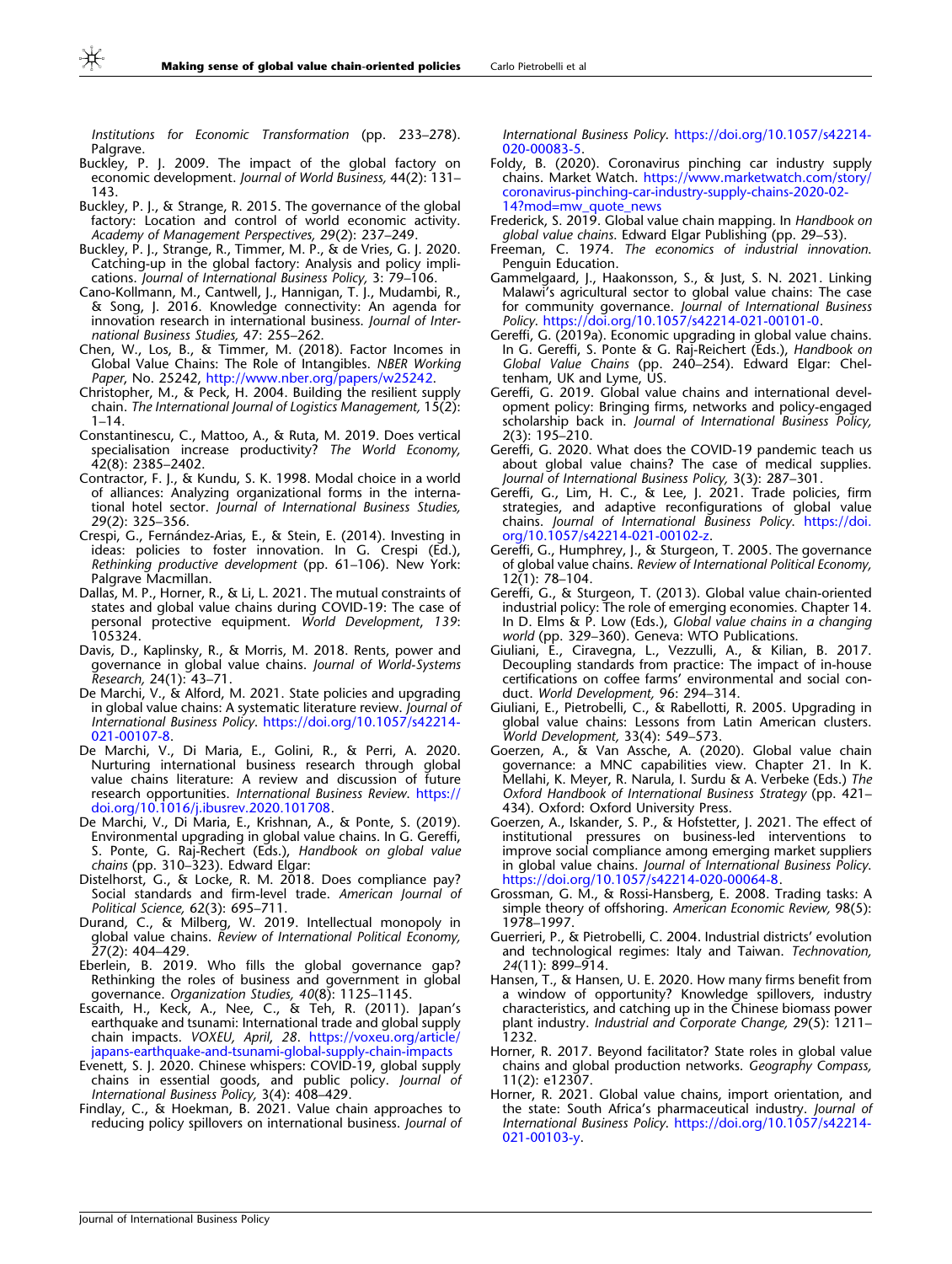*Institutions for Economic Transformation* (pp. 233–278). Palgrave.

Buckley, P. J. 2009. The impact of the global factory on economic development. *Journal of World Business,* 44(2): 131–143.

Buckley, P. J., & Strange, R. 2015. The governance of the global factory: Location and control of world economic activity. *Academy of Management Perspectives,* 29(2): 237–249.

Buckley, P. J., Strange, R., Timmer, M. P., & de Vries, G. J. 2020. Catching-up in the global factory: Analysis and policy implications. *Journal of International Business Policy,* 3: 79–106.

Cano-Kollmann, M., Cantwell, J., Hannigan, T. J., Mudambi, R., & Song, J. 2016. Knowledge connectivity: An agenda for innovation research in international business. *Journal of International Business Studies,* 47: 255–262.

Chen, W., Los, B., & Timmer, M. (2018). Factor Incomes in Global Value Chains: The Role of Intangibles. *NBER Working Paper*, No. 25242, http://www.nber.org/papers/w25242.

Christopher, M., & Peck, H. 2004. Building the resilient supply chain. *The International Journal of Logistics Management,* 15(2): 1–14.

Constantinescu, C., Mattoo, A., & Ruta, M. 2019. Does vertical specialisation increase productivity? *The World Economy,* 42(8): 2385–2402.

Contractor, F. J., & Kundu, S. K. 1998. Modal choice in a world of alliances: Analyzing organizational forms in the international hotel sector. *Journal of International Business Studies,* 29(2): 325–356.

Crespi, G., Fernández-Arias, E., & Stein, E. (2014). Investing in ideas: policies to foster innovation. In G. Crespi (Ed.), *Rethinking productive development* (pp. 61–106). New York: Palgrave Macmillan.

Dallas, M. P., Horner, R., & Li, L. 2021. The mutual constraints of states and global value chains during COVID-19: The case of personal protective equipment. *World Development*, *139*: 105324.

Davis, D., Kaplinsky, R., & Morris, M. 2018. Rents, power and governance in global value chains. *Journal of World-Systems Research,* 24(1): 43–71.

De Marchi, V., & Alford, M. 2021. State policies and upgrading in global value chains: A systematic literature review. *Journal of International Business Policy*. https://doi.org/10.1057/s42214-021-00107-8.

De Marchi, V., Di Maria, E., Golini, R., & Perri, A. 2020. Nurturing international business research through global value chains literature: A review and discussion of future research opportunities. *International Business Review*. https://doi.org/10.1016/j.ibusrev.2020.101708.

De Marchi, V., Di Maria, E., Krishnan, A., & Ponte, S. (2019). Environmental upgrading in global value chains. In G. Gereffi, S. Ponte, G. Raj-Rechert (Eds.), *Handbook on global value chains* (pp. 310–323). Edward Elgar:

Distelhorst, G., & Locke, R. M. 2018. Does compliance pay? Social standards and firm-level trade. *American Journal of Political Science,* 62(3): 695–711.

Durand, C., & Milberg, W. 2019. Intellectual monopoly in global value chains. *Review of International Political Economy,* 27(2): 404–429.

Eberlein, B. 2019. Who fills the global governance gap? Rethinking the roles of business and government in global governance. *Organization Studies, 40*(8): 1125–1145.

Escaith, H., Keck, A., Nee, C., & Teh, R. (2011). Japan's earthquake and tsunami: International trade and global supply chain impacts. *VOXEU, April, 28*. https://voxeu.org/article/japans-earthquake-and-tsunami-global-supply-chain-impacts

Evenett, S. J. 2020. Chinese whispers: COVID-19, global supply chains in essential goods, and public policy. *Journal of International Business Policy,* 3(4): 408–429.

Findlay, C., & Hoekman, B. 2021. Value chain approaches to reducing policy spillovers on international business. *Journal of International Business Policy*. https://doi.org/10.1057/s42214-020-00083-5.

Foldy, B. (2020). Coronavirus pinching car industry supply chains. Market Watch. https://www.marketwatch.com/story/coronavirus-pinching-car-industry-supply-chains-2020-02-14?mod=mw_quote_news

Frederick, S. 2019. Global value chain mapping. In *Handbook on global value chains*. Edward Elgar Publishing (pp. 29–53).

Freeman, C. 1974. *The economics of industrial innovation.* Penguin Education.

Gammelgaard, J., Haakonsson, S., & Just, S. N. 2021. Linking Malawi's agricultural sector to global value chains: The case for community governance. *Journal of International Business Policy.* https://doi.org/10.1057/s42214-021-00101-0.

Gereffi, G. (2019a). Economic upgrading in global value chains. In G. Gereffi, S. Ponte & G. Raj-Reichert (Eds.), *Handbook on Global Value Chains* (pp. 240–254). Edward Elgar: Cheltenham, UK and Lyme, US.

Gereffi, G. 2019. Global value chains and international development policy: Bringing firms, networks and policy-engaged scholarship back in. *Journal of International Business Policy,* 2(3): 195–210.

Gereffi, G. 2020. What does the COVID-19 pandemic teach us about global value chains? The case of medical supplies. *Journal of International Business Policy,* 3(3): 287–301.

Gereffi, G., Lim, H. C., & Lee, J. 2021. Trade policies, firm strategies, and adaptive reconfigurations of global value chains. *Journal of International Business Policy*. https://doi.org/10.1057/s42214-021-00102-z.

Gereffi, G., Humphrey, J., & Sturgeon, T. 2005. The governance of global value chains. *Review of International Political Economy,* 12(1): 78–104.

Gereffi, G., & Sturgeon, T. (2013). Global value chain-oriented industrial policy: The role of emerging economies. Chapter 14. In D. Elms & P. Low (Eds.), *Global value chains in a changing world* (pp. 329–360). Geneva: WTO Publications.

Giuliani, E., Ciravegna, L., Vezzulli, A., & Kilian, B. 2017. Decoupling standards from practice: The impact of in-house certifications on coffee farms' environmental and social conduct. *World Development,* 96: 294–314.

Giuliani, E., Pietrobelli, C., & Rabellotti, R. 2005. Upgrading in global value chains: Lessons from Latin American clusters. *World Development,* 33(4): 549–573.

Goerzen, A., & Van Assche, A. (2020). Global value chain governance: a MNC capabilities view. Chapter 21. In K. Mellahi, K. Meyer, R. Narula, I. Surdu & A. Verbeke (Eds.) *The Oxford Handbook of International Business Strategy* (pp. 421–434). Oxford: Oxford University Press.

Goerzen, A., Iskander, S. P., & Hofstetter, J. 2021. The effect of institutional pressures on business-led interventions to improve social compliance among emerging market suppliers in global value chains. *Journal of International Business Policy.* https://doi.org/10.1057/s42214-020-00064-8.

Grossman, G. M., & Rossi-Hansberg, E. 2008. Trading tasks: A simple theory of offshoring. *American Economic Review,* 98(5): 1978–1997.

Guerrieri, P., & Pietrobelli, C. 2004. Industrial districts' evolution and technological regimes: Italy and Taiwan. *Technovation, 24*(11): 899–914.

Hansen, T., & Hansen, U. E. 2020. How many firms benefit from a window of opportunity? Knowledge spillovers, industry characteristics, and catching up in the Chinese biomass power plant industry. *Industrial and Corporate Change,* 29(5): 1211–1232.

Horner, R. 2017. Beyond facilitator? State roles in global value chains and global production networks. *Geography Compass,* 11(2): e12307.

Horner, R. 2021. Global value chains, import orientation, and the state: South Africa's pharmaceutical industry. *Journal of International Business Policy*. https://doi.org/10.1057/s42214-021-00103-y.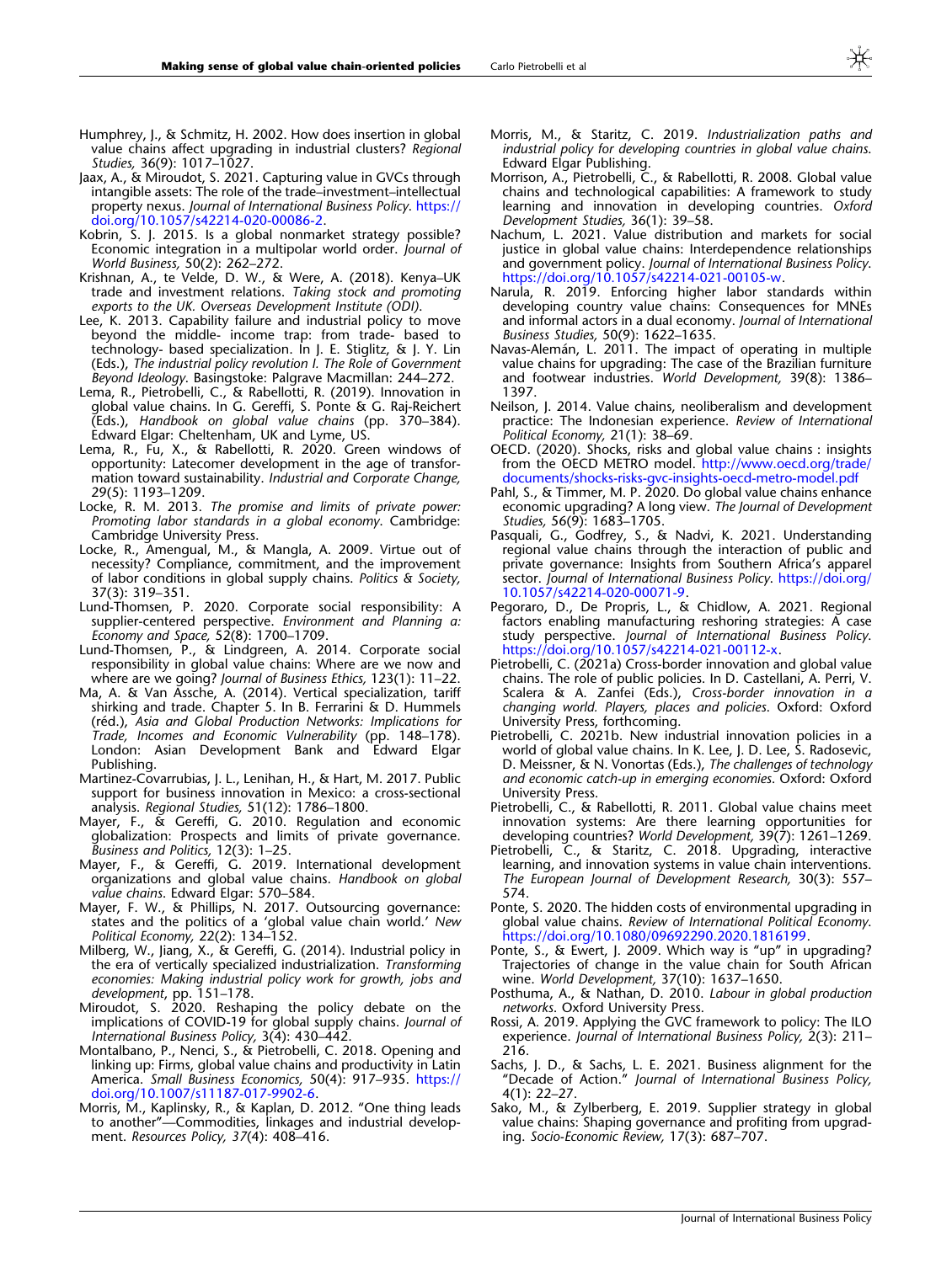Humphrey, J., & Schmitz, H. 2002. How does insertion in global value chains affect upgrading in industrial clusters? *Regional Studies,* 36(9): 1017–1027.

Jaax, A., & Miroudot, S. 2021. Capturing value in GVCs through intangible assets: The role of the trade–investment–intellectual property nexus. *Journal of International Business Policy*. https://doi.org/10.1057/s42214-020-00086-2.

Kobrin, S. J. 2015. Is a global nonmarket strategy possible? Economic integration in a multipolar world order. *Journal of World Business,* 50(2): 262–272.

Krishnan, A., te Velde, D. W., & Were, A. (2018). Kenya–UK trade and investment relations. *Taking stock and promoting exports to the UK. Overseas Development Institute (ODI).*

Lee, K. 2013. Capability failure and industrial policy to move beyond the middle- income trap: from trade- based to technology- based specialization. In J. E. Stiglitz, & J. Y. Lin (Eds.), *The industrial policy revolution I. The Role of Government Beyond Ideology*. Basingstoke: Palgrave Macmillan: 244–272.

Lema, R., Pietrobelli, C., & Rabellotti, R. (2019). Innovation in global value chains. In G. Gereffi, S. Ponte & G. Raj-Reichert (Eds.), *Handbook on global value chains* (pp. 370–384). Edward Elgar: Cheltenham, UK and Lyme, US.

Lema, R., Fu, X., & Rabellotti, R. 2020. Green windows of opportunity: Latecomer development in the age of transformation toward sustainability. *Industrial and Corporate Change,* 29(5): 1193–1209.

Locke, R. M. 2013. *The promise and limits of private power: Promoting labor standards in a global economy*. Cambridge: Cambridge University Press.

Locke, R., Amengual, M., & Mangla, A. 2009. Virtue out of necessity? Compliance, commitment, and the improvement of labor conditions in global supply chains. *Politics & Society,* 37(3): 319–351.

Lund-Thomsen, P. 2020. Corporate social responsibility: A supplier-centered perspective. *Environment and Planning a: Economy and Space,* 52(8): 1700–1709.

Lund-Thomsen, P., & Lindgreen, A. 2014. Corporate social responsibility in global value chains: Where are we now and where are we going? *Journal of Business Ethics,* 123(1): 11–22.

Ma, A. & Van Assche, A. (2014). Vertical specialization, tariff shirking and trade. Chapter 5. In B. Ferrarini & D. Hummels (réd.), *Asia and Global Production Networks: Implications for Trade, Incomes and Economic Vulnerability* (pp. 148–178). London: Asian Development Bank and Edward Elgar Publishing.

Martinez-Covarrubias, J. L., Lenihan, H., & Hart, M. 2017. Public support for business innovation in Mexico: a cross-sectional analysis. *Regional Studies,* 51(12): 1786–1800.

Mayer, F., & Gereffi, G. 2010. Regulation and economic globalization: Prospects and limits of private governance. *Business and Politics,* 12(3): 1–25.

Mayer, F., & Gereffi, G. 2019. International development organizations and global value chains. *Handbook on global value chains*. Edward Elgar: 570–584.

Mayer, F. W., & Phillips, N. 2017. Outsourcing governance: states and the politics of a 'global value chain world.' *New Political Economy,* 22(2): 134–152.

Milberg, W., Jiang, X., & Gereffi, G. (2014). Industrial policy in the era of vertically specialized industrialization. *Transforming economies: Making industrial policy work for growth, jobs and development*, pp. 151–178.

Miroudot, S. 2020. Reshaping the policy debate on the implications of COVID-19 for global supply chains. *Journal of International Business Policy,* 3(4): 430–442.

Montalbano, P., Nenci, S., & Pietrobelli, C. 2018. Opening and linking up: Firms, global value chains and productivity in Latin America. *Small Business Economics,* 50(4): 917–935. https://doi.org/10.1007/s11187-017-9902-6.

Morris, M., Kaplinsky, R., & Kaplan, D. 2012. "One thing leads to another"—Commodities, linkages and industrial development. *Resources Policy, 37*(4): 408–416.

Morris, M., & Staritz, C. 2019. *Industrialization paths and industrial policy for developing countries in global value chains*. Edward Elgar Publishing.

Morrison, A., Pietrobelli, C., & Rabellotti, R. 2008. Global value chains and technological capabilities: A framework to study learning and innovation in developing countries. *Oxford Development Studies,* 36(1): 39–58.

Nachum, L. 2021. Value distribution and markets for social justice in global value chains: Interdependence relationships and government policy. *Journal of International Business Policy*. https://doi.org/10.1057/s42214-021-00105-w.

Narula, R. 2019. Enforcing higher labor standards within developing country value chains: Consequences for MNEs and informal actors in a dual economy. *Journal of International Business Studies,* 50(9): 1622–1635.

Navas-Alemán, L. 2011. The impact of operating in multiple value chains for upgrading: The case of the Brazilian furniture and footwear industries. *World Development,* 39(8): 1386–1397.

Neilson, J. 2014. Value chains, neoliberalism and development practice: The Indonesian experience. *Review of International Political Economy,* 21(1): 38–69.

OECD. (2020). Shocks, risks and global value chains : insights from the OECD METRO model. http://www.oecd.org/trade/documents/shocks-risks-gvc-insights-oecd-metro-model.pdf

Pahl, S., & Timmer, M. P. 2020. Do global value chains enhance economic upgrading? A long view. *The Journal of Development Studies,* 56(9): 1683–1705.

Pasquali, G., Godfrey, S., & Nadvi, K. 2021. Understanding regional value chains through the interaction of public and private governance: Insights from Southern Africa's apparel sector. *Journal of International Business Policy*. https://doi.org/10.1057/s42214-020-00071-9.

Pegoraro, D., De Propris, L., & Chidlow, A. 2021. Regional factors enabling manufacturing reshoring strategies: A case study perspective. *Journal of International Business Policy*. https://doi.org/10.1057/s42214-021-00112-x.

Pietrobelli, C. (2021a) Cross-border innovation and global value chains. The role of public policies. In D. Castellani, A. Perri, V. Scalera & A. Zanfei (Eds.), *Cross-border innovation in a changing world. Players, places and policies*. Oxford: Oxford University Press, forthcoming.

Pietrobelli, C. 2021b. New industrial innovation policies in a world of global value chains. In K. Lee, J. D. Lee, S. Radosevic, D. Meissner, & N. Vonortas (Eds.), *The challenges of technology and economic catch-up in emerging economies*. Oxford: Oxford University Press.

Pietrobelli, C., & Rabellotti, R. 2011. Global value chains meet innovation systems: Are there learning opportunities for developing countries? *World Development,* 39(7): 1261–1269.

Pietrobelli, C., & Staritz, C. 2018. Upgrading, interactive learning, and innovation systems in value chain interventions. *The European Journal of Development Research,* 30(3): 557–574.

Ponte, S. 2020. The hidden costs of environmental upgrading in global value chains. *Review of International Political Economy.* https://doi.org/10.1080/09692290.2020.1816199.

Ponte, S., & Ewert, J. 2009. Which way is "up" in upgrading? Trajectories of change in the value chain for South African wine. *World Development,* 37(10): 1637–1650.

Posthuma, A., & Nathan, D. 2010. *Labour in global production networks*. Oxford University Press.

Rossi, A. 2019. Applying the GVC framework to policy: The ILO experience. *Journal of International Business Policy,* 2(3): 211–216.

Sachs, J. D., & Sachs, L. E. 2021. Business alignment for the "Decade of Action." *Journal of International Business Policy,* 4(1): 22–27.

Sako, M., & Zylberberg, E. 2019. Supplier strategy in global value chains: Shaping governance and profiting from upgrading. *Socio-Economic Review,* 17(3): 687–707.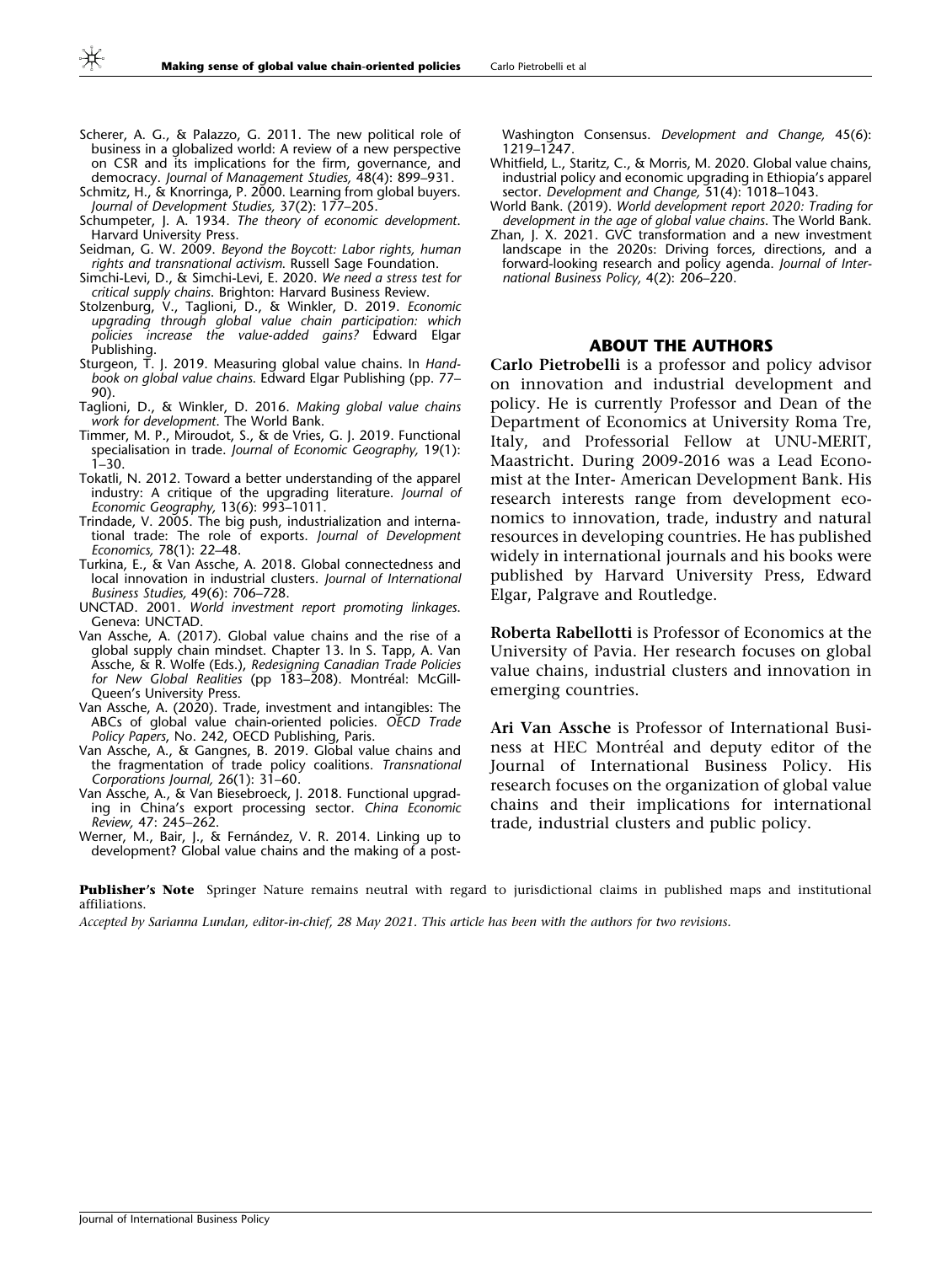Scherer, A. G., & Palazzo, G. 2011. The new political role of business in a globalized world: A review of a new perspective on CSR and its implications for the firm, governance, and democracy. *Journal of Management Studies,* 48(4): 899–931.

Schmitz, H., & Knorringa, P. 2000. Learning from global buyers. *Journal of Development Studies,* 37(2): 177–205.

Schumpeter, J. A. 1934. *The theory of economic development*. Harvard University Press.

Seidman, G. W. 2009. *Beyond the Boycott: Labor rights, human rights and transnational activism*. Russell Sage Foundation.

Simchi-Levi, D., & Simchi-Levi, E. 2020. *We need a stress test for critical supply chains*. Brighton: Harvard Business Review.

Stolzenburg, V., Taglioni, D., & Winkler, D. 2019. *Economic upgrading through global value chain participation: which policies increase the value-added gains?* Edward Elgar Publishing.

Sturgeon, T. J. 2019. Measuring global value chains. In *Handbook on global value chains*. Edward Elgar Publishing (pp. 77–90).

Taglioni, D., & Winkler, D. 2016. *Making global value chains work for development*. The World Bank.

Timmer, M. P., Miroudot, S., & de Vries, G. J. 2019. Functional specialisation in trade. *Journal of Economic Geography,* 19(1): 1–30.

Tokatli, N. 2012. Toward a better understanding of the apparel industry: A critique of the upgrading literature. *Journal of Economic Geography,* 13(6): 993–1011.

Trindade, V. 2005. The big push, industrialization and international trade: The role of exports. *Journal of Development Economics,* 78(1): 22–48.

Turkina, E., & Van Assche, A. 2018. Global connectedness and local innovation in industrial clusters. *Journal of International Business Studies,* 49(6): 706–728.

UNCTAD. 2001. *World investment report promoting linkages*. Geneva: UNCTAD.

Van Assche, A. (2017). Global value chains and the rise of a global supply chain mindset. Chapter 13. In S. Tapp, A. Van Assche, & R. Wolfe (Eds.), *Redesigning Canadian Trade Policies for New Global Realities* (pp 183–208). Montréal: McGill-Queen's University Press.

Van Assche, A. (2020). Trade, investment and intangibles: The ABCs of global value chain-oriented policies. *OECD Trade Policy Papers*, No. 242, OECD Publishing, Paris.

Van Assche, A., & Gangnes, B. 2019. Global value chains and the fragmentation of trade policy coalitions. *Transnational Corporations Journal,* 26(1): 31–60.

Van Assche, A., & Van Biesebroeck, J. 2018. Functional upgrading in China's export processing sector. *China Economic Review,* 47: 245–262.

Werner, M., Bair, J., & Fernández, V. R. 2014. Linking up to development? Global value chains and the making of a post-Washington Consensus. *Development and Change,* 45(6): 1219–1247.

Whitfield, L., Staritz, C., & Morris, M. 2020. Global value chains, industrial policy and economic upgrading in Ethiopia's apparel sector. *Development and Change,* 51(4): 1018–1043.

World Bank. (2019). *World development report 2020: Trading for development in the age of global value chains*. The World Bank.

Zhan, J. X. 2021. GVC transformation and a new investment landscape in the 2020s: Driving forces, directions, and a forward-looking research and policy agenda. *Journal of International Business Policy,* 4(2): 206–220.

## ABOUT THE AUTHORS

**Carlo Pietrobelli** is a professor and policy advisor on innovation and industrial development and policy. He is currently Professor and Dean of the Department of Economics at University Roma Tre, Italy, and Professorial Fellow at UNU-MERIT, Maastricht. During 2009-2016 was a Lead Economist at the Inter- American Development Bank. His research interests range from development economics to innovation, trade, industry and natural resources in developing countries. He has published widely in international journals and his books were published by Harvard University Press, Edward Elgar, Palgrave and Routledge.

**Roberta Rabellotti** is Professor of Economics at the University of Pavia. Her research focuses on global value chains, industrial clusters and innovation in emerging countries.

**Ari Van Assche** is Professor of International Business at HEC Montréal and deputy editor of the Journal of International Business Policy. His research focuses on the organization of global value chains and their implications for international trade, industrial clusters and public policy.

**Publisher's Note** Springer Nature remains neutral with regard to jurisdictional claims in published maps and institutional affiliations.

*Accepted by Sarianna Lundan, editor-in-chief, 28 May 2021. This article has been with the authors for two revisions.*